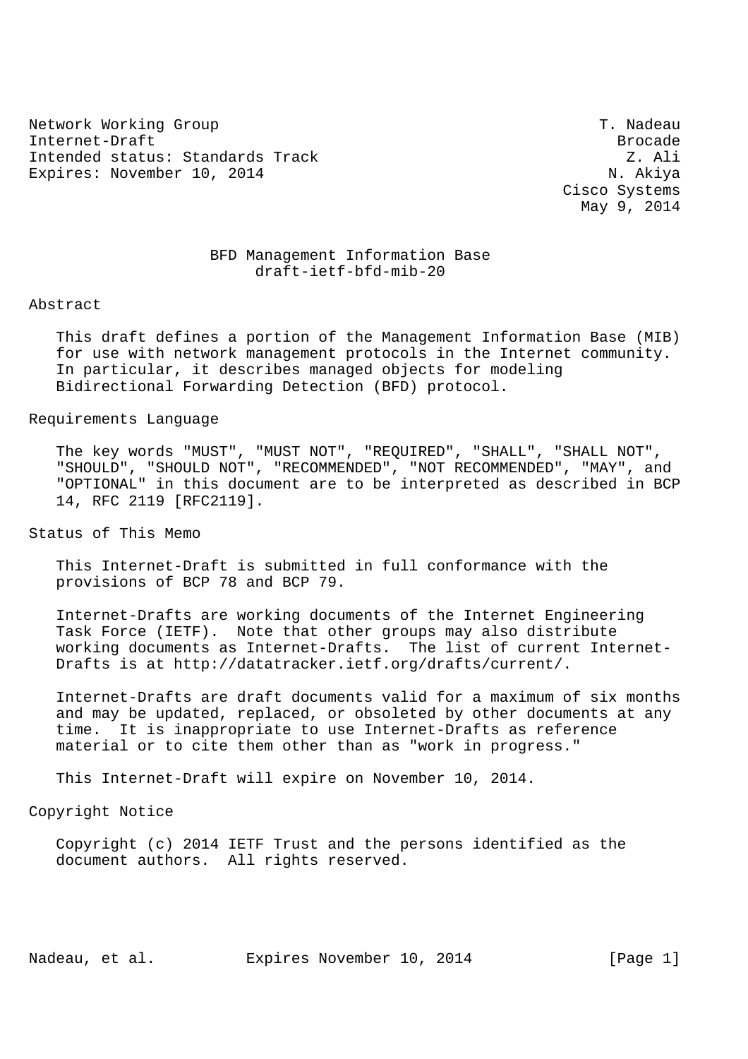Network Working Group T. Nadeau
Internet-Draft Brocade
Intended status: Standards Track Z. Ali
Expires: November 10, 2014 N. Akiya
Cisco Systems
May 9, 2014

# BFD Management Information Base
draft-ietf-bfd-mib-20

## Abstract

This draft defines a portion of the Management Information Base (MIB) for use with network management protocols in the Internet community. In particular, it describes managed objects for modeling Bidirectional Forwarding Detection (BFD) protocol.

## Requirements Language

The key words "MUST", "MUST NOT", "REQUIRED", "SHALL", "SHALL NOT", "SHOULD", "SHOULD NOT", "RECOMMENDED", "NOT RECOMMENDED", "MAY", and "OPTIONAL" in this document are to be interpreted as described in BCP 14, RFC 2119 [RFC2119].

## Status of This Memo

This Internet-Draft is submitted in full conformance with the provisions of BCP 78 and BCP 79.

Internet-Drafts are working documents of the Internet Engineering Task Force (IETF). Note that other groups may also distribute working documents as Internet-Drafts. The list of current Internet-Drafts is at http://datatracker.ietf.org/drafts/current/.

Internet-Drafts are draft documents valid for a maximum of six months and may be updated, replaced, or obsoleted by other documents at any time. It is inappropriate to use Internet-Drafts as reference material or to cite them other than as "work in progress."

This Internet-Draft will expire on November 10, 2014.

## Copyright Notice

Copyright (c) 2014 IETF Trust and the persons identified as the document authors. All rights reserved.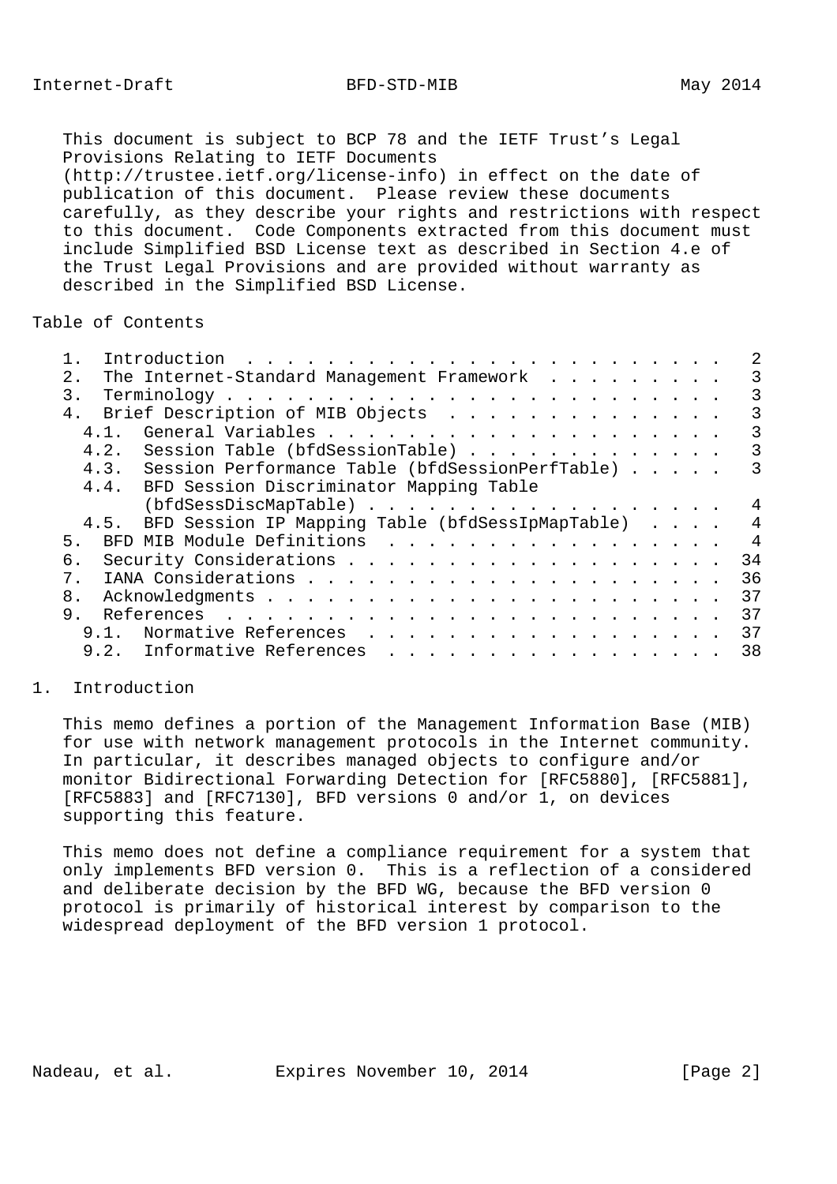This document is subject to BCP 78 and the IETF Trust's Legal Provisions Relating to IETF Documents (http://trustee.ietf.org/license-info) in effect on the date of publication of this document. Please review these documents carefully, as they describe your rights and restrictions with respect to this document. Code Components extracted from this document must include Simplified BSD License text as described in Section 4.e of the Trust Legal Provisions and are provided without warranty as described in the Simplified BSD License.

## Table of Contents

```
   1.  Introduction . . . . . . . . . . . . . . . . . . . . . . . .   2
   2.  The Internet-Standard Management Framework  . . . . . . . . .   3
   3.  Terminology . . . . . . . . . . . . . . . . . . . . . . . . .   3
   4.  Brief Description of MIB Objects  . . . . . . . . . . . . . .   3
     4.1.  General Variables . . . . . . . . . . . . . . . . . . . .   3
     4.2.  Session Table (bfdSessionTable) . . . . . . . . . . . . .   3
     4.3.  Session Performance Table (bfdSessionPerfTable) . . . . .   3
     4.4.  BFD Session Discriminator Mapping Table
           (bfdSessDiscMapTable) . . . . . . . . . . . . . . . . . .   4
     4.5.  BFD Session IP Mapping Table (bfdSessIpMapTable)  . . . .   4
   5.  BFD MIB Module Definitions  . . . . . . . . . . . . . . . . .   4
   6.  Security Considerations . . . . . . . . . . . . . . . . . . .  34
   7.  IANA Considerations . . . . . . . . . . . . . . . . . . . . .  36
   8.  Acknowledgments . . . . . . . . . . . . . . . . . . . . . . .  37
   9.  References  . . . . . . . . . . . . . . . . . . . . . . . . .  37
     9.1.  Normative References  . . . . . . . . . . . . . . . . . .  37
     9.2.  Informative References  . . . . . . . . . . . . . . . . .  38
```

## 1. Introduction

This memo defines a portion of the Management Information Base (MIB) for use with network management protocols in the Internet community. In particular, it describes managed objects to configure and/or monitor Bidirectional Forwarding Detection for [RFC5880], [RFC5881], [RFC5883] and [RFC7130], BFD versions 0 and/or 1, on devices supporting this feature.

This memo does not define a compliance requirement for a system that only implements BFD version 0. This is a reflection of a considered and deliberate decision by the BFD WG, because the BFD version 0 protocol is primarily of historical interest by comparison to the widespread deployment of the BFD version 1 protocol.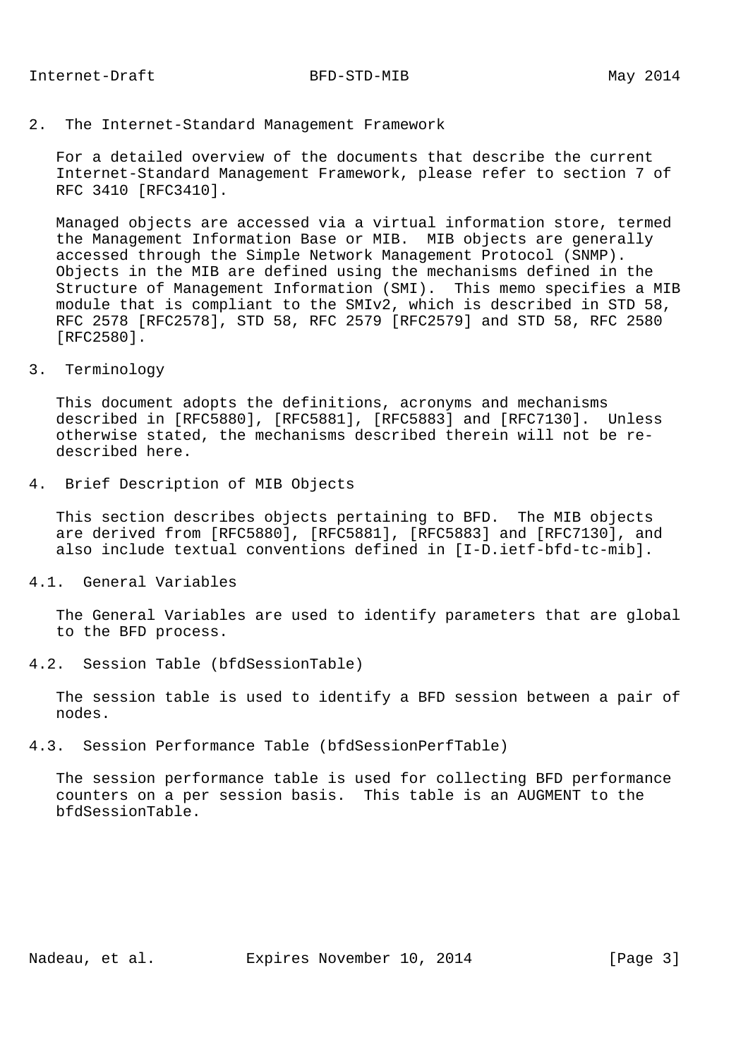## 2. The Internet-Standard Management Framework

For a detailed overview of the documents that describe the current Internet-Standard Management Framework, please refer to section 7 of RFC 3410 [RFC3410].

Managed objects are accessed via a virtual information store, termed the Management Information Base or MIB. MIB objects are generally accessed through the Simple Network Management Protocol (SNMP). Objects in the MIB are defined using the mechanisms defined in the Structure of Management Information (SMI). This memo specifies a MIB module that is compliant to the SMIv2, which is described in STD 58, RFC 2578 [RFC2578], STD 58, RFC 2579 [RFC2579] and STD 58, RFC 2580 [RFC2580].

## 3. Terminology

This document adopts the definitions, acronyms and mechanisms described in [RFC5880], [RFC5881], [RFC5883] and [RFC7130]. Unless otherwise stated, the mechanisms described therein will not be re-described here.

## 4. Brief Description of MIB Objects

This section describes objects pertaining to BFD. The MIB objects are derived from [RFC5880], [RFC5881], [RFC5883] and [RFC7130], and also include textual conventions defined in [I-D.ietf-bfd-tc-mib].

### 4.1. General Variables

The General Variables are used to identify parameters that are global to the BFD process.

### 4.2. Session Table (bfdSessionTable)

The session table is used to identify a BFD session between a pair of nodes.

### 4.3. Session Performance Table (bfdSessionPerfTable)

The session performance table is used for collecting BFD performance counters on a per session basis. This table is an AUGMENT to the bfdSessionTable.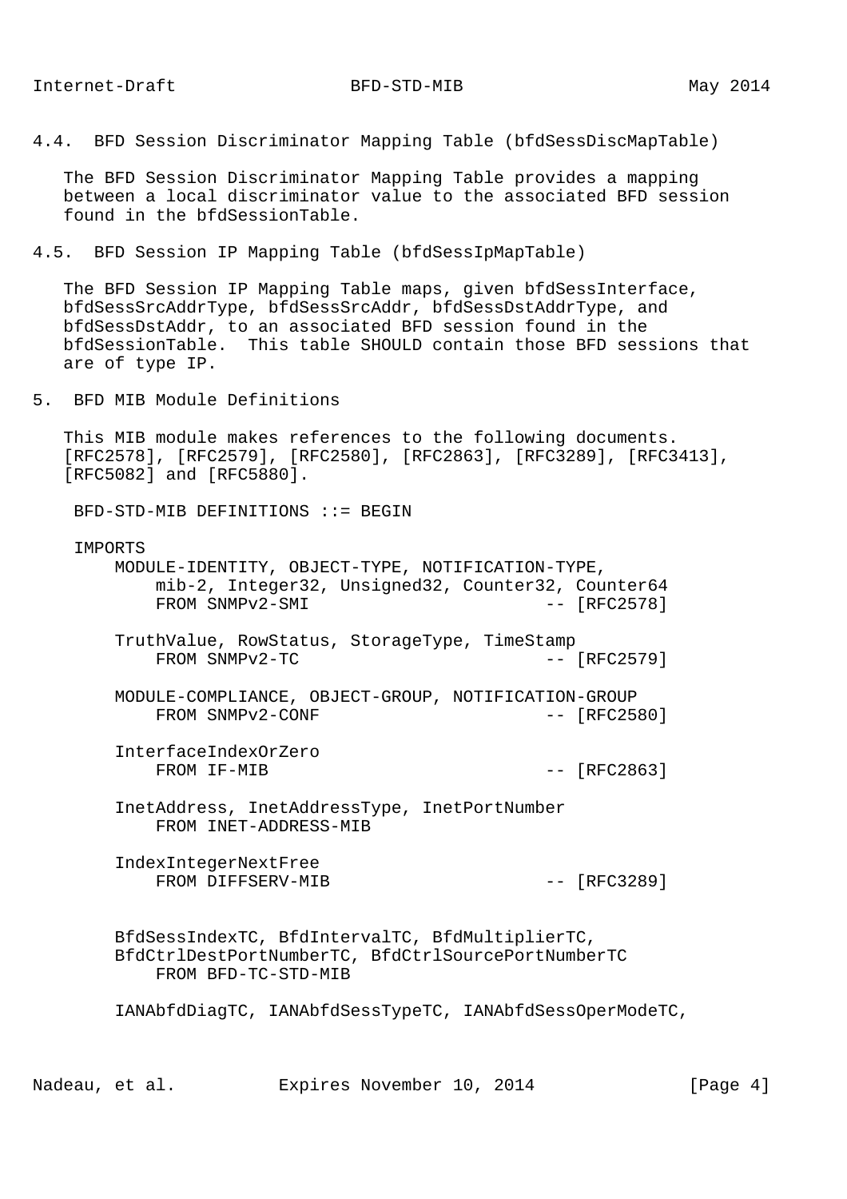## 4.4. BFD Session Discriminator Mapping Table (bfdSessDiscMapTable)

The BFD Session Discriminator Mapping Table provides a mapping between a local discriminator value to the associated BFD session found in the bfdSessionTable.

## 4.5. BFD Session IP Mapping Table (bfdSessIpMapTable)

The BFD Session IP Mapping Table maps, given bfdSessInterface, bfdSessSrcAddrType, bfdSessSrcAddr, bfdSessDstAddrType, and bfdSessDstAddr, to an associated BFD session found in the bfdSessionTable. This table SHOULD contain those BFD sessions that are of type IP.

# 5. BFD MIB Module Definitions

This MIB module makes references to the following documents. [RFC2578], [RFC2579], [RFC2580], [RFC2863], [RFC3289], [RFC3413], [RFC5082] and [RFC5880].

```
BFD-STD-MIB DEFINITIONS ::= BEGIN

IMPORTS
    MODULE-IDENTITY, OBJECT-TYPE, NOTIFICATION-TYPE,
        mib-2, Integer32, Unsigned32, Counter32, Counter64
        FROM SNMPv2-SMI                          -- [RFC2578]

    TruthValue, RowStatus, StorageType, TimeStamp
        FROM SNMPv2-TC                           -- [RFC2579]

    MODULE-COMPLIANCE, OBJECT-GROUP, NOTIFICATION-GROUP
        FROM SNMPv2-CONF                         -- [RFC2580]

    InterfaceIndexOrZero
        FROM IF-MIB                              -- [RFC2863]

    InetAddress, InetAddressType, InetPortNumber
        FROM INET-ADDRESS-MIB

    IndexIntegerNextFree
        FROM DIFFSERV-MIB                        -- [RFC3289]


    BfdSessIndexTC, BfdIntervalTC, BfdMultiplierTC,
    BfdCtrlDestPortNumberTC, BfdCtrlSourcePortNumberTC
        FROM BFD-TC-STD-MIB

    IANAbfdDiagTC, IANAbfdSessTypeTC, IANAbfdSessOperModeTC,
```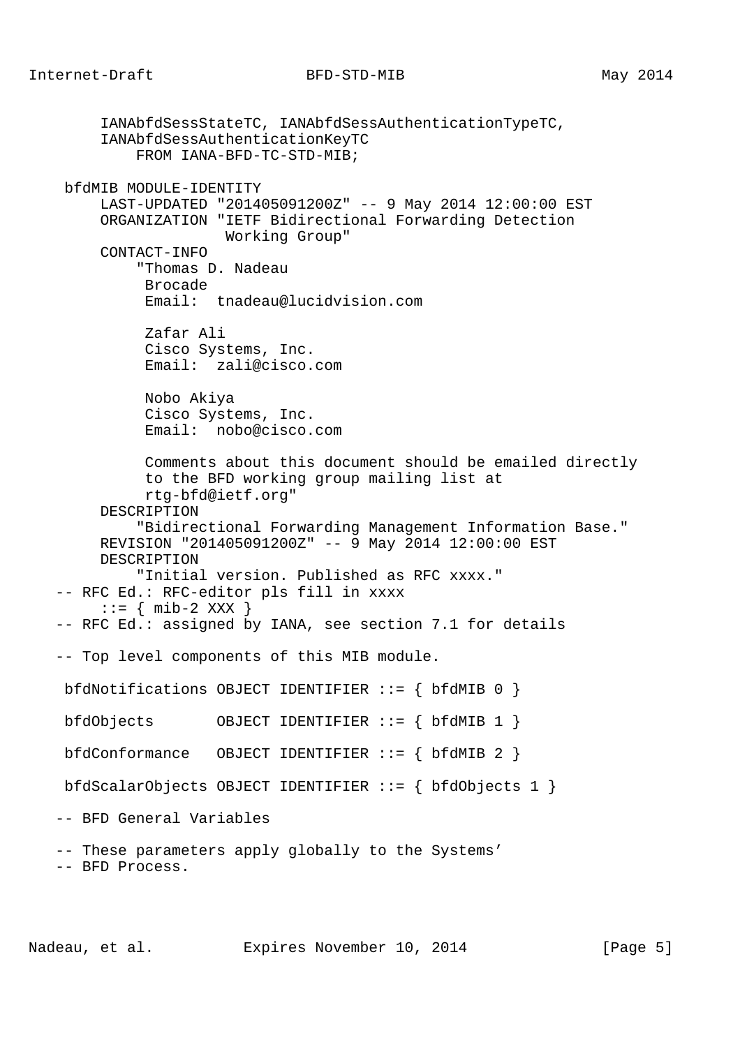```
        IANAbfdSessStateTC, IANAbfdSessAuthenticationTypeTC,
        IANAbfdSessAuthenticationKeyTC
            FROM IANA-BFD-TC-STD-MIB;

    bfdMIB MODULE-IDENTITY
        LAST-UPDATED "201405091200Z" -- 9 May 2014 12:00:00 EST
        ORGANIZATION "IETF Bidirectional Forwarding Detection
                      Working Group"
        CONTACT-INFO
            "Thomas D. Nadeau
             Brocade
             Email:  tnadeau@lucidvision.com

             Zafar Ali
             Cisco Systems, Inc.
             Email:  zali@cisco.com

             Nobo Akiya
             Cisco Systems, Inc.
             Email:  nobo@cisco.com

             Comments about this document should be emailed directly
             to the BFD working group mailing list at
             rtg-bfd@ietf.org"
        DESCRIPTION
            "Bidirectional Forwarding Management Information Base."
        REVISION "201405091200Z" -- 9 May 2014 12:00:00 EST
        DESCRIPTION
            "Initial version. Published as RFC xxxx."
   -- RFC Ed.: RFC-editor pls fill in xxxx
        ::= { mib-2 XXX }
   -- RFC Ed.: assigned by IANA, see section 7.1 for details

   -- Top level components of this MIB module.

    bfdNotifications OBJECT IDENTIFIER ::= { bfdMIB 0 }

    bfdObjects       OBJECT IDENTIFIER ::= { bfdMIB 1 }

    bfdConformance   OBJECT IDENTIFIER ::= { bfdMIB 2 }

    bfdScalarObjects OBJECT IDENTIFIER ::= { bfdObjects 1 }

   -- BFD General Variables

   -- These parameters apply globally to the Systems'
   -- BFD Process.
```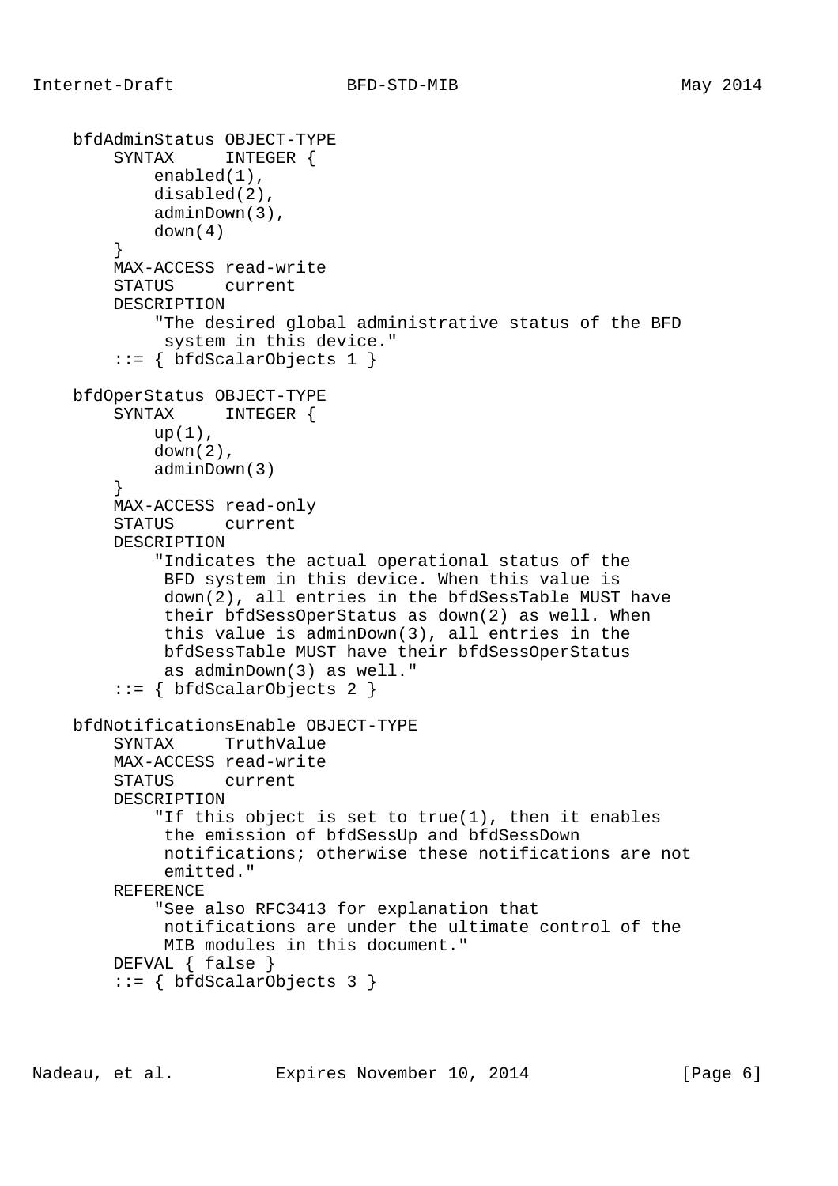```
   bfdAdminStatus OBJECT-TYPE
       SYNTAX     INTEGER {
           enabled(1),
           disabled(2),
           adminDown(3),
           down(4)
       }
       MAX-ACCESS read-write
       STATUS     current
       DESCRIPTION
           "The desired global administrative status of the BFD
            system in this device."
       ::= { bfdScalarObjects 1 }

   bfdOperStatus OBJECT-TYPE
       SYNTAX     INTEGER {
           up(1),
           down(2),
           adminDown(3)
       }
       MAX-ACCESS read-only
       STATUS     current
       DESCRIPTION
           "Indicates the actual operational status of the
            BFD system in this device. When this value is
            down(2), all entries in the bfdSessTable MUST have
            their bfdSessOperStatus as down(2) as well. When
            this value is adminDown(3), all entries in the
            bfdSessTable MUST have their bfdSessOperStatus
            as adminDown(3) as well."
       ::= { bfdScalarObjects 2 }

   bfdNotificationsEnable OBJECT-TYPE
       SYNTAX     TruthValue
       MAX-ACCESS read-write
       STATUS     current
       DESCRIPTION
           "If this object is set to true(1), then it enables
            the emission of bfdSessUp and bfdSessDown
            notifications; otherwise these notifications are not
            emitted."
       REFERENCE
           "See also RFC3413 for explanation that
            notifications are under the ultimate control of the
            MIB modules in this document."
       DEFVAL { false }
       ::= { bfdScalarObjects 3 }
```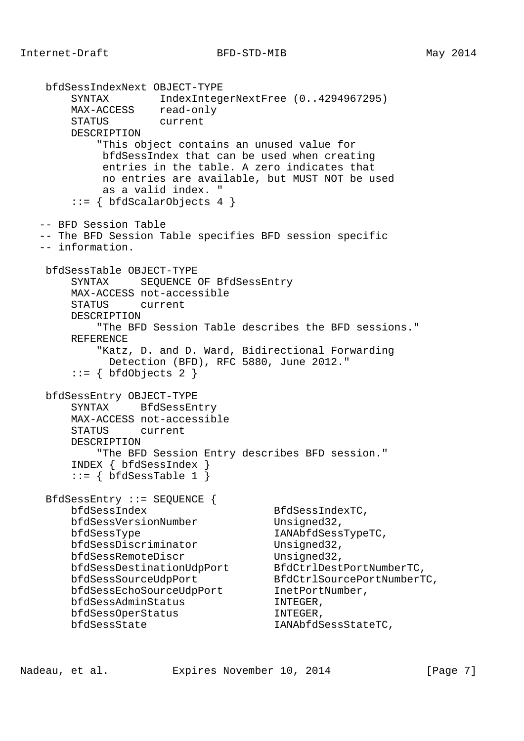```
    bfdSessIndexNext OBJECT-TYPE
        SYNTAX        IndexIntegerNextFree (0..4294967295)
        MAX-ACCESS    read-only
        STATUS        current
        DESCRIPTION
            "This object contains an unused value for
             bfdSessIndex that can be used when creating
             entries in the table. A zero indicates that
             no entries are available, but MUST NOT be used
             as a valid index. "
        ::= { bfdScalarObjects 4 }

   -- BFD Session Table
   -- The BFD Session Table specifies BFD session specific
   -- information.

    bfdSessTable OBJECT-TYPE
        SYNTAX     SEQUENCE OF BfdSessEntry
        MAX-ACCESS not-accessible
        STATUS     current
        DESCRIPTION
            "The BFD Session Table describes the BFD sessions."
        REFERENCE
            "Katz, D. and D. Ward, Bidirectional Forwarding
              Detection (BFD), RFC 5880, June 2012."
        ::= { bfdObjects 2 }

    bfdSessEntry OBJECT-TYPE
        SYNTAX     BfdSessEntry
        MAX-ACCESS not-accessible
        STATUS     current
        DESCRIPTION
            "The BFD Session Entry describes BFD session."
        INDEX { bfdSessIndex }
        ::= { bfdSessTable 1 }

    BfdSessEntry ::= SEQUENCE {
        bfdSessIndex                    BfdSessIndexTC,
        bfdSessVersionNumber            Unsigned32,
        bfdSessType                     IANAbfdSessTypeTC,
        bfdSessDiscriminator            Unsigned32,
        bfdSessRemoteDiscr              Unsigned32,
        bfdSessDestinationUdpPort       BfdCtrlDestPortNumberTC,
        bfdSessSourceUdpPort            BfdCtrlSourcePortNumberTC,
        bfdSessEchoSourceUdpPort        InetPortNumber,
        bfdSessAdminStatus              INTEGER,
        bfdSessOperStatus               INTEGER,
        bfdSessState                    IANAbfdSessStateTC,
```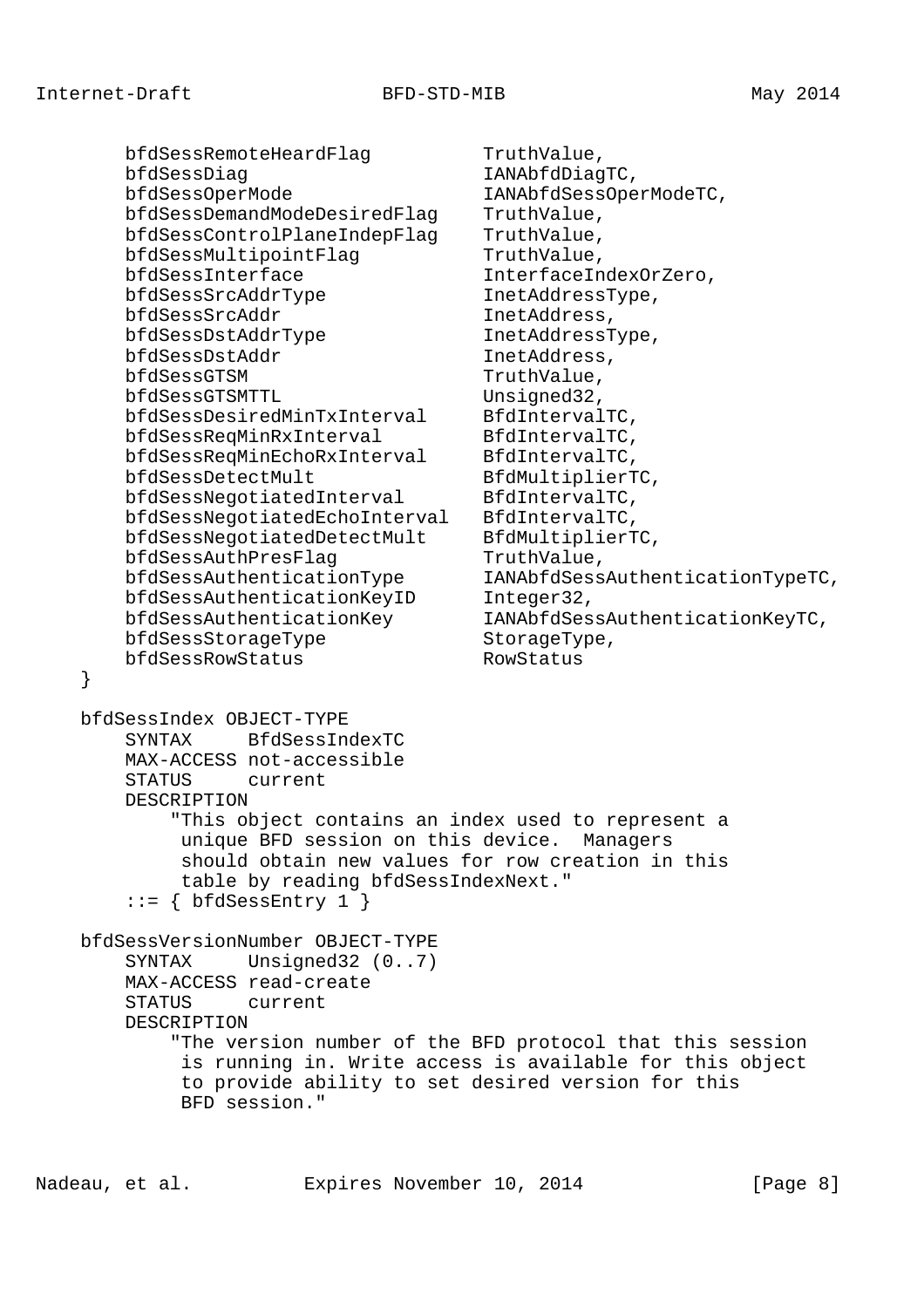```
        bfdSessRemoteHeardFlag          TruthValue,
        bfdSessDiag                     IANAbfdDiagTC,
        bfdSessOperMode                 IANAbfdSessOperModeTC,
        bfdSessDemandModeDesiredFlag    TruthValue,
        bfdSessControlPlaneIndepFlag    TruthValue,
        bfdSessMultipointFlag           TruthValue,
        bfdSessInterface                InterfaceIndexOrZero,
        bfdSessSrcAddrType              InetAddressType,
        bfdSessSrcAddr                  InetAddress,
        bfdSessDstAddrType              InetAddressType,
        bfdSessDstAddr                  InetAddress,
        bfdSessGTSM                     TruthValue,
        bfdSessGTSMTTL                  Unsigned32,
        bfdSessDesiredMinTxInterval     BfdIntervalTC,
        bfdSessReqMinRxInterval         BfdIntervalTC,
        bfdSessReqMinEchoRxInterval     BfdIntervalTC,
        bfdSessDetectMult               BfdMultiplierTC,
        bfdSessNegotiatedInterval       BfdIntervalTC,
        bfdSessNegotiatedEchoInterval   BfdIntervalTC,
        bfdSessNegotiatedDetectMult     BfdMultiplierTC,
        bfdSessAuthPresFlag             TruthValue,
        bfdSessAuthenticationType       IANAbfdSessAuthenticationTypeTC,
        bfdSessAuthenticationKeyID      Integer32,
        bfdSessAuthenticationKey        IANAbfdSessAuthenticationKeyTC,
        bfdSessStorageType              StorageType,
        bfdSessRowStatus                RowStatus
    }

    bfdSessIndex OBJECT-TYPE
        SYNTAX     BfdSessIndexTC
        MAX-ACCESS not-accessible
        STATUS     current
        DESCRIPTION
            "This object contains an index used to represent a
             unique BFD session on this device.  Managers
             should obtain new values for row creation in this
             table by reading bfdSessIndexNext."
        ::= { bfdSessEntry 1 }

    bfdSessVersionNumber OBJECT-TYPE
        SYNTAX     Unsigned32 (0..7)
        MAX-ACCESS read-create
        STATUS     current
        DESCRIPTION
            "The version number of the BFD protocol that this session
             is running in. Write access is available for this object
             to provide ability to set desired version for this
             BFD session."
```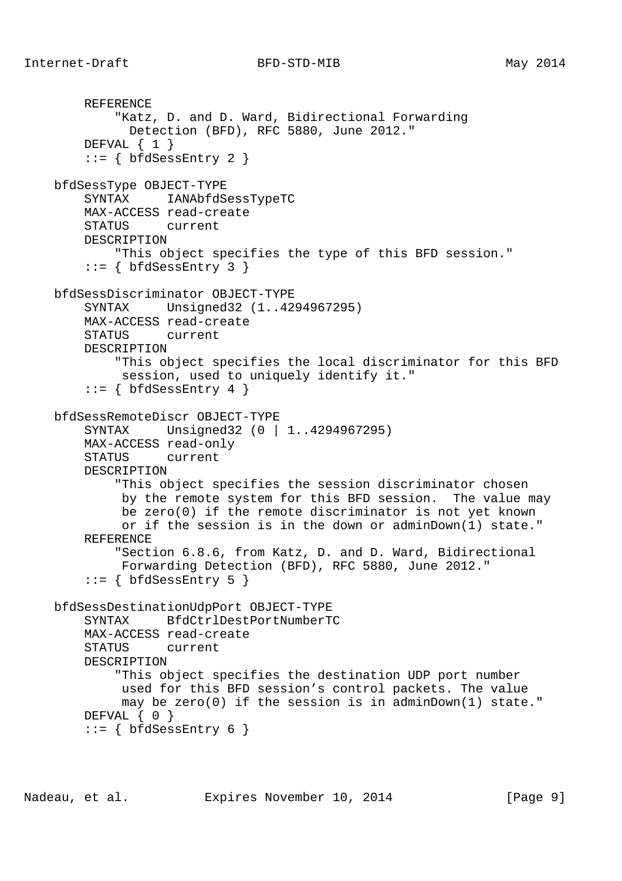```
        REFERENCE
            "Katz, D. and D. Ward, Bidirectional Forwarding
              Detection (BFD), RFC 5880, June 2012."
        DEFVAL { 1 }
        ::= { bfdSessEntry 2 }

    bfdSessType OBJECT-TYPE
        SYNTAX     IANAbfdSessTypeTC
        MAX-ACCESS read-create
        STATUS     current
        DESCRIPTION
            "This object specifies the type of this BFD session."
        ::= { bfdSessEntry 3 }

    bfdSessDiscriminator OBJECT-TYPE
        SYNTAX     Unsigned32 (1..4294967295)
        MAX-ACCESS read-create
        STATUS     current
        DESCRIPTION
            "This object specifies the local discriminator for this BFD
             session, used to uniquely identify it."
        ::= { bfdSessEntry 4 }

    bfdSessRemoteDiscr OBJECT-TYPE
        SYNTAX     Unsigned32 (0 | 1..4294967295)
        MAX-ACCESS read-only
        STATUS     current
        DESCRIPTION
            "This object specifies the session discriminator chosen
             by the remote system for this BFD session.  The value may
             be zero(0) if the remote discriminator is not yet known
             or if the session is in the down or adminDown(1) state."
        REFERENCE
            "Section 6.8.6, from Katz, D. and D. Ward, Bidirectional
             Forwarding Detection (BFD), RFC 5880, June 2012."
        ::= { bfdSessEntry 5 }

    bfdSessDestinationUdpPort OBJECT-TYPE
        SYNTAX     BfdCtrlDestPortNumberTC
        MAX-ACCESS read-create
        STATUS     current
        DESCRIPTION
            "This object specifies the destination UDP port number
             used for this BFD session's control packets. The value
             may be zero(0) if the session is in adminDown(1) state."
        DEFVAL { 0 }
        ::= { bfdSessEntry 6 }
```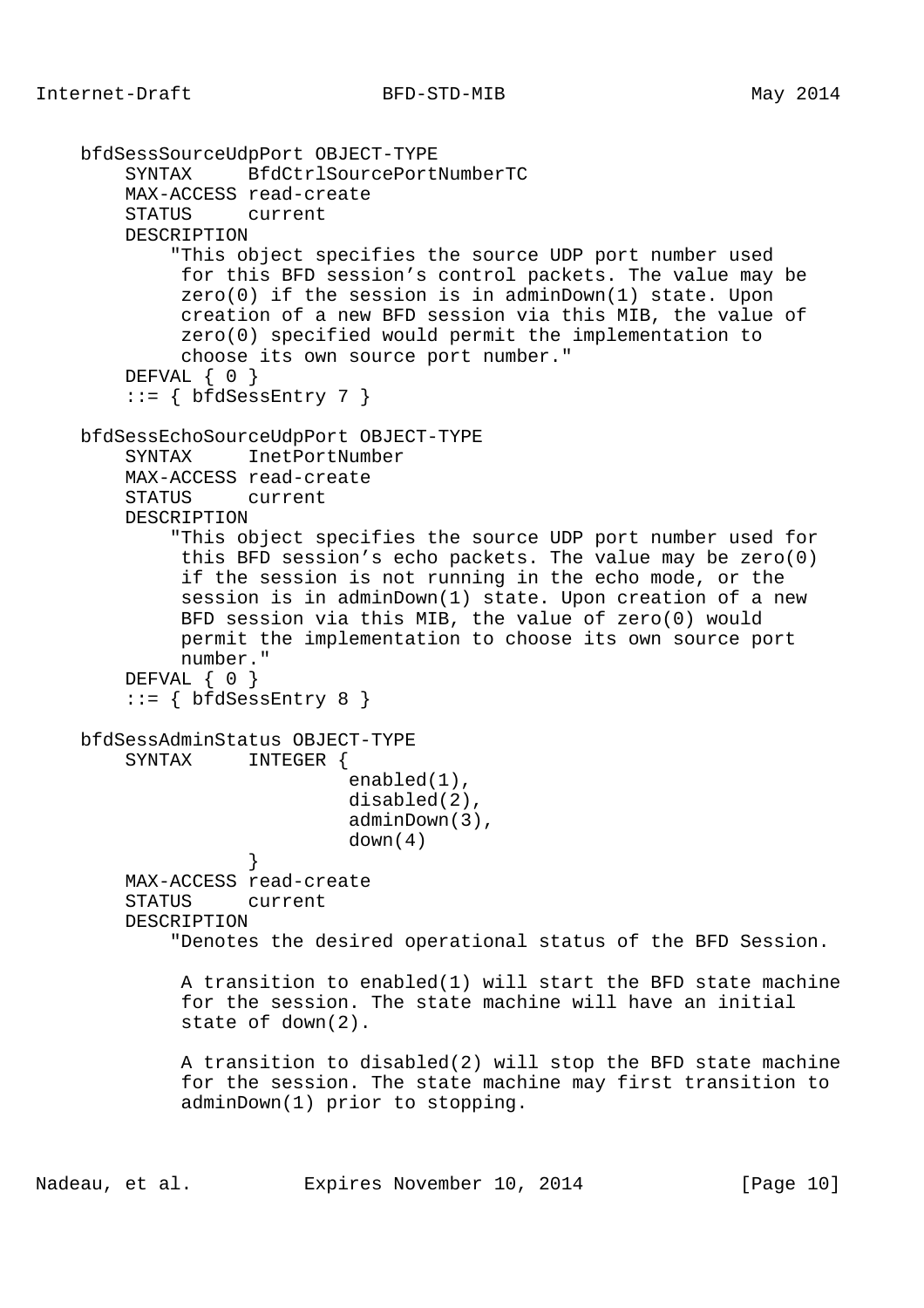```
    bfdSessSourceUdpPort OBJECT-TYPE
        SYNTAX     BfdCtrlSourcePortNumberTC
        MAX-ACCESS read-create
        STATUS     current
        DESCRIPTION
            "This object specifies the source UDP port number used
             for this BFD session's control packets. The value may be
             zero(0) if the session is in adminDown(1) state. Upon
             creation of a new BFD session via this MIB, the value of
             zero(0) specified would permit the implementation to
             choose its own source port number."
        DEFVAL { 0 }
        ::= { bfdSessEntry 7 }

    bfdSessEchoSourceUdpPort OBJECT-TYPE
        SYNTAX     InetPortNumber
        MAX-ACCESS read-create
        STATUS     current
        DESCRIPTION
            "This object specifies the source UDP port number used for
             this BFD session's echo packets. The value may be zero(0)
             if the session is not running in the echo mode, or the
             session is in adminDown(1) state. Upon creation of a new
             BFD session via this MIB, the value of zero(0) would
             permit the implementation to choose its own source port
             number."
        DEFVAL { 0 }
        ::= { bfdSessEntry 8 }

    bfdSessAdminStatus OBJECT-TYPE
        SYNTAX     INTEGER {
                         enabled(1),
                         disabled(2),
                         adminDown(3),
                         down(4)
                   }
        MAX-ACCESS read-create
        STATUS     current
        DESCRIPTION
            "Denotes the desired operational status of the BFD Session.

             A transition to enabled(1) will start the BFD state machine
             for the session. The state machine will have an initial
             state of down(2).

             A transition to disabled(2) will stop the BFD state machine
             for the session. The state machine may first transition to
             adminDown(1) prior to stopping.
```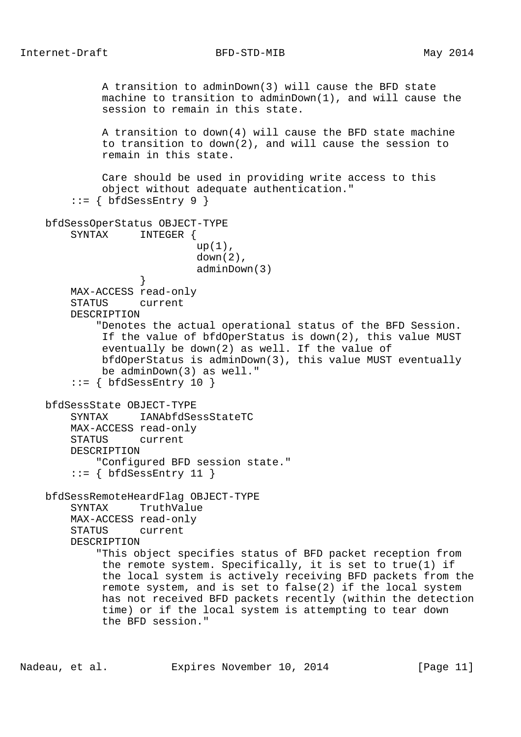```
           A transition to adminDown(3) will cause the BFD state
           machine to transition to adminDown(1), and will cause the
           session to remain in this state.

           A transition to down(4) will cause the BFD state machine
           to transition to down(2), and will cause the session to
           remain in this state.

           Care should be used in providing write access to this
           object without adequate authentication."
       ::= { bfdSessEntry 9 }

   bfdSessOperStatus OBJECT-TYPE
       SYNTAX     INTEGER {
                           up(1),
                           down(2),
                           adminDown(3)
                  }
       MAX-ACCESS read-only
       STATUS     current
       DESCRIPTION
           "Denotes the actual operational status of the BFD Session.
            If the value of bfdOperStatus is down(2), this value MUST
            eventually be down(2) as well. If the value of
            bfdOperStatus is adminDown(3), this value MUST eventually
            be adminDown(3) as well."
       ::= { bfdSessEntry 10 }

   bfdSessState OBJECT-TYPE
       SYNTAX     IANAbfdSessStateTC
       MAX-ACCESS read-only
       STATUS     current
       DESCRIPTION
           "Configured BFD session state."
       ::= { bfdSessEntry 11 }

   bfdSessRemoteHeardFlag OBJECT-TYPE
       SYNTAX     TruthValue
       MAX-ACCESS read-only
       STATUS     current
       DESCRIPTION
           "This object specifies status of BFD packet reception from
            the remote system. Specifically, it is set to true(1) if
            the local system is actively receiving BFD packets from the
            remote system, and is set to false(2) if the local system
            has not received BFD packets recently (within the detection
            time) or if the local system is attempting to tear down
            the BFD session."
```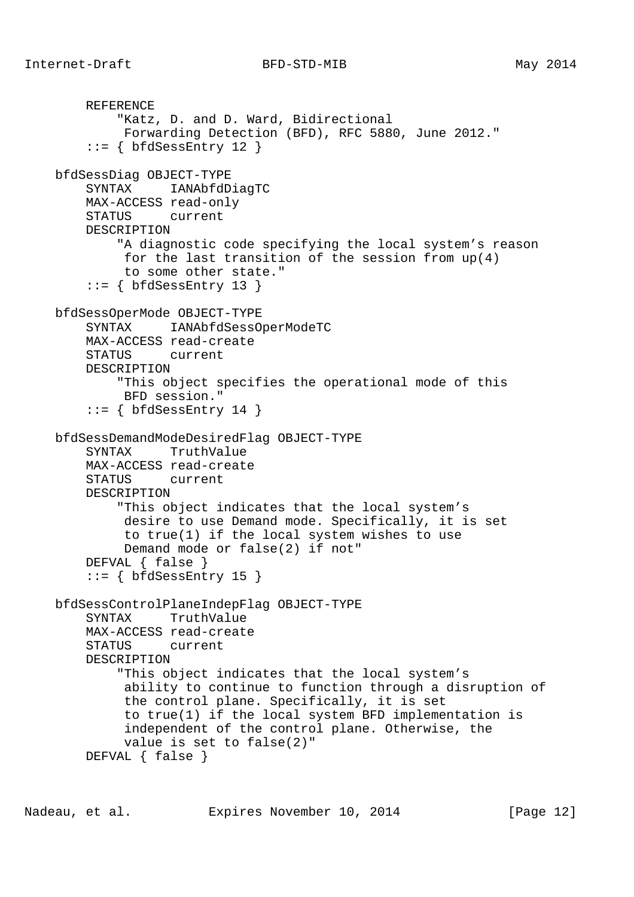```
        REFERENCE
            "Katz, D. and D. Ward, Bidirectional
             Forwarding Detection (BFD), RFC 5880, June 2012."
        ::= { bfdSessEntry 12 }

    bfdSessDiag OBJECT-TYPE
        SYNTAX     IANAbfdDiagTC
        MAX-ACCESS read-only
        STATUS     current
        DESCRIPTION
            "A diagnostic code specifying the local system's reason
             for the last transition of the session from up(4)
             to some other state."
        ::= { bfdSessEntry 13 }

    bfdSessOperMode OBJECT-TYPE
        SYNTAX     IANAbfdSessOperModeTC
        MAX-ACCESS read-create
        STATUS     current
        DESCRIPTION
            "This object specifies the operational mode of this
             BFD session."
        ::= { bfdSessEntry 14 }

    bfdSessDemandModeDesiredFlag OBJECT-TYPE
        SYNTAX     TruthValue
        MAX-ACCESS read-create
        STATUS     current
        DESCRIPTION
            "This object indicates that the local system's
             desire to use Demand mode. Specifically, it is set
             to true(1) if the local system wishes to use
             Demand mode or false(2) if not"
        DEFVAL { false }
        ::= { bfdSessEntry 15 }

    bfdSessControlPlaneIndepFlag OBJECT-TYPE
        SYNTAX     TruthValue
        MAX-ACCESS read-create
        STATUS     current
        DESCRIPTION
            "This object indicates that the local system's
             ability to continue to function through a disruption of
             the control plane. Specifically, it is set
             to true(1) if the local system BFD implementation is
             independent of the control plane. Otherwise, the
             value is set to false(2)"
        DEFVAL { false }
```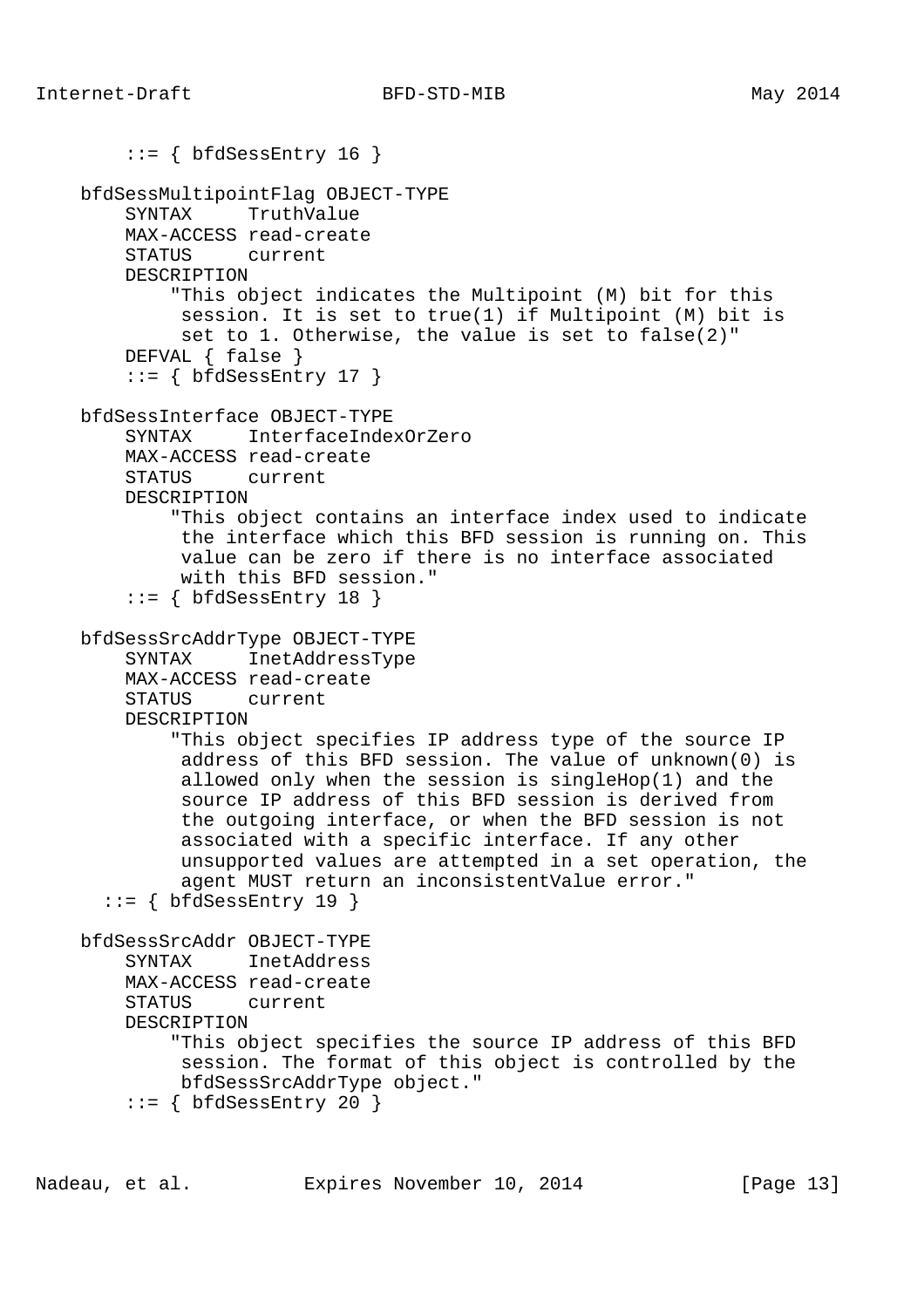```
        ::= { bfdSessEntry 16 }

    bfdSessMultipointFlag OBJECT-TYPE
        SYNTAX     TruthValue
        MAX-ACCESS read-create
        STATUS     current
        DESCRIPTION
            "This object indicates the Multipoint (M) bit for this
             session. It is set to true(1) if Multipoint (M) bit is
             set to 1. Otherwise, the value is set to false(2)"
        DEFVAL { false }
        ::= { bfdSessEntry 17 }

    bfdSessInterface OBJECT-TYPE
        SYNTAX     InterfaceIndexOrZero
        MAX-ACCESS read-create
        STATUS     current
        DESCRIPTION
            "This object contains an interface index used to indicate
             the interface which this BFD session is running on. This
             value can be zero if there is no interface associated
             with this BFD session."
        ::= { bfdSessEntry 18 }

    bfdSessSrcAddrType OBJECT-TYPE
        SYNTAX     InetAddressType
        MAX-ACCESS read-create
        STATUS     current
        DESCRIPTION
            "This object specifies IP address type of the source IP
             address of this BFD session. The value of unknown(0) is
             allowed only when the session is singleHop(1) and the
             source IP address of this BFD session is derived from
             the outgoing interface, or when the BFD session is not
             associated with a specific interface. If any other
             unsupported values are attempted in a set operation, the
             agent MUST return an inconsistentValue error."
      ::= { bfdSessEntry 19 }

    bfdSessSrcAddr OBJECT-TYPE
        SYNTAX     InetAddress
        MAX-ACCESS read-create
        STATUS     current
        DESCRIPTION
            "This object specifies the source IP address of this BFD
             session. The format of this object is controlled by the
             bfdSessSrcAddrType object."
        ::= { bfdSessEntry 20 }
```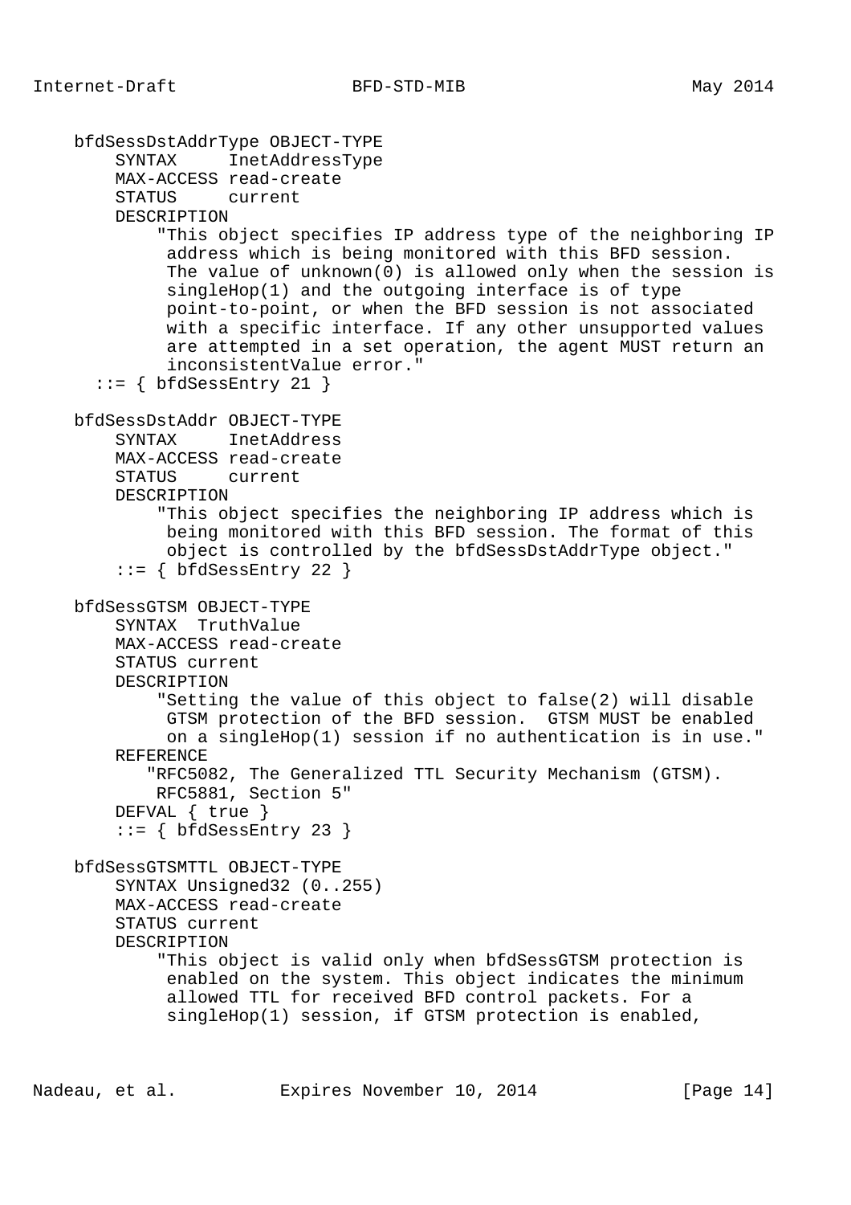```
    bfdSessDstAddrType OBJECT-TYPE
        SYNTAX     InetAddressType
        MAX-ACCESS read-create
        STATUS     current
        DESCRIPTION
            "This object specifies IP address type of the neighboring IP
             address which is being monitored with this BFD session.
             The value of unknown(0) is allowed only when the session is
             singleHop(1) and the outgoing interface is of type
             point-to-point, or when the BFD session is not associated
             with a specific interface. If any other unsupported values
             are attempted in a set operation, the agent MUST return an
             inconsistentValue error."
      ::= { bfdSessEntry 21 }

    bfdSessDstAddr OBJECT-TYPE
        SYNTAX     InetAddress
        MAX-ACCESS read-create
        STATUS     current
        DESCRIPTION
            "This object specifies the neighboring IP address which is
             being monitored with this BFD session. The format of this
             object is controlled by the bfdSessDstAddrType object."
        ::= { bfdSessEntry 22 }

    bfdSessGTSM OBJECT-TYPE
        SYNTAX  TruthValue
        MAX-ACCESS read-create
        STATUS current
        DESCRIPTION
            "Setting the value of this object to false(2) will disable
             GTSM protection of the BFD session.  GTSM MUST be enabled
             on a singleHop(1) session if no authentication is in use."
        REFERENCE
           "RFC5082, The Generalized TTL Security Mechanism (GTSM).
            RFC5881, Section 5"
        DEFVAL { true }
        ::= { bfdSessEntry 23 }

    bfdSessGTSMTTL OBJECT-TYPE
        SYNTAX Unsigned32 (0..255)
        MAX-ACCESS read-create
        STATUS current
        DESCRIPTION
            "This object is valid only when bfdSessGTSM protection is
             enabled on the system. This object indicates the minimum
             allowed TTL for received BFD control packets. For a
             singleHop(1) session, if GTSM protection is enabled,
```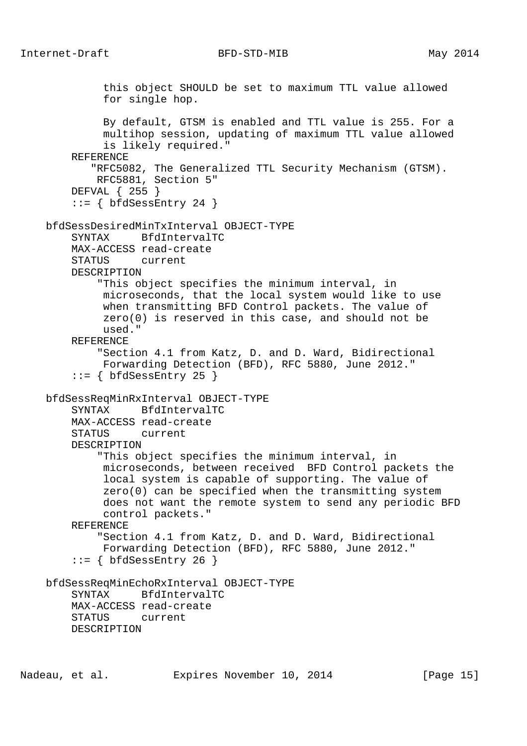```
           this object SHOULD be set to maximum TTL value allowed
           for single hop.

           By default, GTSM is enabled and TTL value is 255. For a
           multihop session, updating of maximum TTL value allowed
           is likely required."
       REFERENCE
          "RFC5082, The Generalized TTL Security Mechanism (GTSM).
           RFC5881, Section 5"
       DEFVAL { 255 }
       ::= { bfdSessEntry 24 }

   bfdSessDesiredMinTxInterval OBJECT-TYPE
       SYNTAX     BfdIntervalTC
       MAX-ACCESS read-create
       STATUS     current
       DESCRIPTION
           "This object specifies the minimum interval, in
            microseconds, that the local system would like to use
            when transmitting BFD Control packets. The value of
            zero(0) is reserved in this case, and should not be
            used."
       REFERENCE
           "Section 4.1 from Katz, D. and D. Ward, Bidirectional
            Forwarding Detection (BFD), RFC 5880, June 2012."
       ::= { bfdSessEntry 25 }

   bfdSessReqMinRxInterval OBJECT-TYPE
       SYNTAX     BfdIntervalTC
       MAX-ACCESS read-create
       STATUS     current
       DESCRIPTION
           "This object specifies the minimum interval, in
            microseconds, between received  BFD Control packets the
            local system is capable of supporting. The value of
            zero(0) can be specified when the transmitting system
            does not want the remote system to send any periodic BFD
            control packets."
       REFERENCE
           "Section 4.1 from Katz, D. and D. Ward, Bidirectional
            Forwarding Detection (BFD), RFC 5880, June 2012."
       ::= { bfdSessEntry 26 }

   bfdSessReqMinEchoRxInterval OBJECT-TYPE
       SYNTAX     BfdIntervalTC
       MAX-ACCESS read-create
       STATUS     current
       DESCRIPTION
```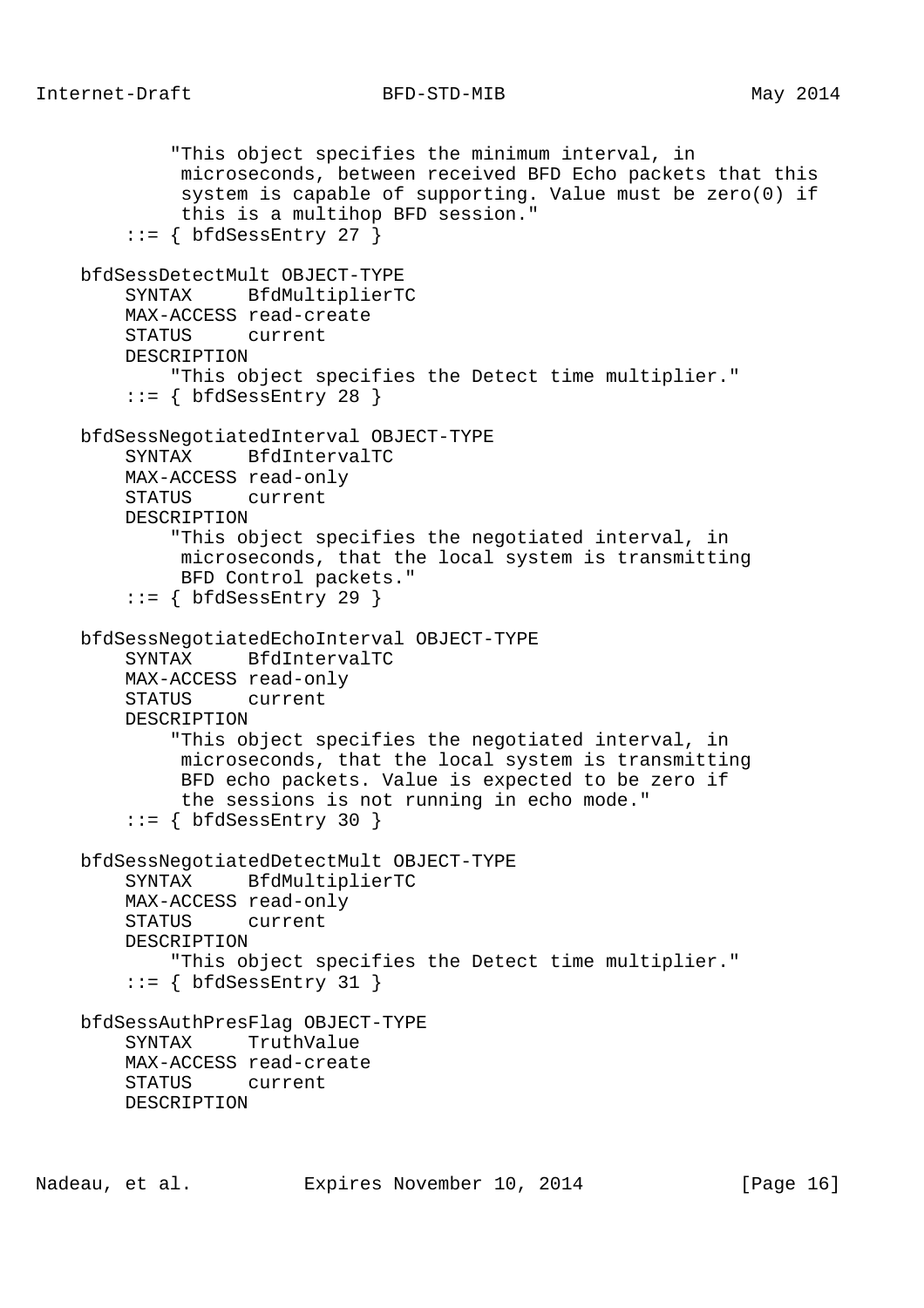```
            "This object specifies the minimum interval, in
             microseconds, between received BFD Echo packets that this
             system is capable of supporting. Value must be zero(0) if
             this is a multihop BFD session."
        ::= { bfdSessEntry 27 }

    bfdSessDetectMult OBJECT-TYPE
        SYNTAX     BfdMultiplierTC
        MAX-ACCESS read-create
        STATUS     current
        DESCRIPTION
            "This object specifies the Detect time multiplier."
        ::= { bfdSessEntry 28 }

    bfdSessNegotiatedInterval OBJECT-TYPE
        SYNTAX     BfdIntervalTC
        MAX-ACCESS read-only
        STATUS     current
        DESCRIPTION
            "This object specifies the negotiated interval, in
             microseconds, that the local system is transmitting
             BFD Control packets."
        ::= { bfdSessEntry 29 }

    bfdSessNegotiatedEchoInterval OBJECT-TYPE
        SYNTAX     BfdIntervalTC
        MAX-ACCESS read-only
        STATUS     current
        DESCRIPTION
            "This object specifies the negotiated interval, in
             microseconds, that the local system is transmitting
             BFD echo packets. Value is expected to be zero if
             the sessions is not running in echo mode."
        ::= { bfdSessEntry 30 }

    bfdSessNegotiatedDetectMult OBJECT-TYPE
        SYNTAX     BfdMultiplierTC
        MAX-ACCESS read-only
        STATUS     current
        DESCRIPTION
            "This object specifies the Detect time multiplier."
        ::= { bfdSessEntry 31 }

    bfdSessAuthPresFlag OBJECT-TYPE
        SYNTAX     TruthValue
        MAX-ACCESS read-create
        STATUS     current
        DESCRIPTION
```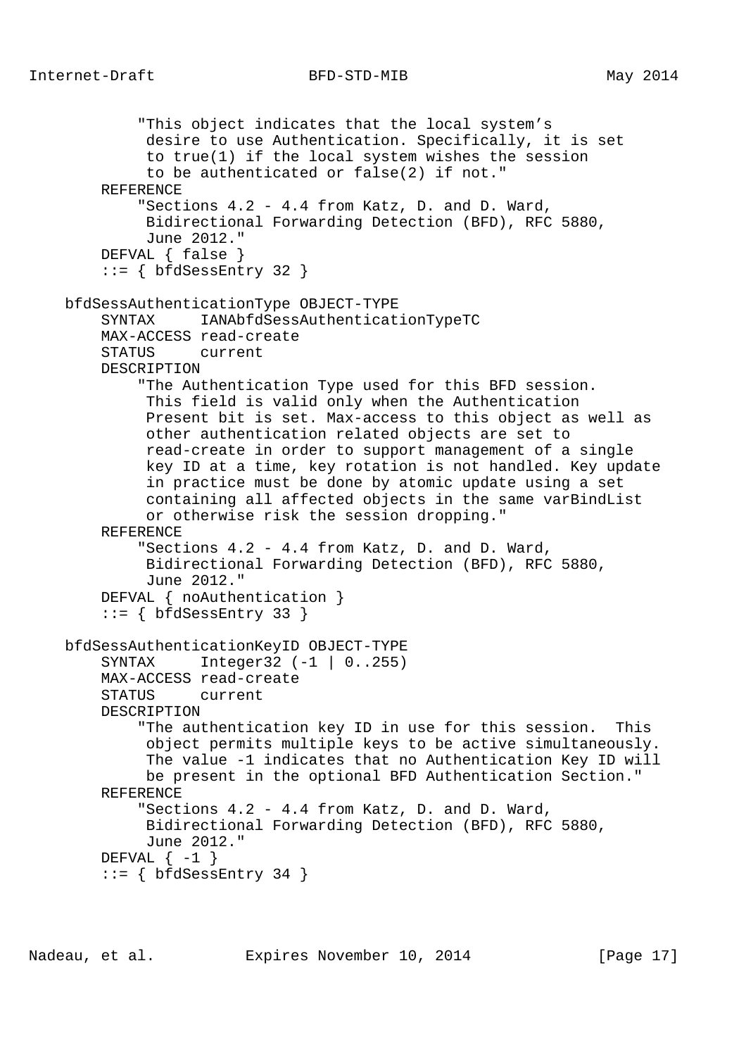```
           "This object indicates that the local system's
            desire to use Authentication. Specifically, it is set
            to true(1) if the local system wishes the session
            to be authenticated or false(2) if not."
       REFERENCE
           "Sections 4.2 - 4.4 from Katz, D. and D. Ward,
            Bidirectional Forwarding Detection (BFD), RFC 5880,
            June 2012."
       DEFVAL { false }
       ::= { bfdSessEntry 32 }

   bfdSessAuthenticationType OBJECT-TYPE
       SYNTAX     IANAbfdSessAuthenticationTypeTC
       MAX-ACCESS read-create
       STATUS     current
       DESCRIPTION
           "The Authentication Type used for this BFD session.
            This field is valid only when the Authentication
            Present bit is set. Max-access to this object as well as
            other authentication related objects are set to
            read-create in order to support management of a single
            key ID at a time, key rotation is not handled. Key update
            in practice must be done by atomic update using a set
            containing all affected objects in the same varBindList
            or otherwise risk the session dropping."
       REFERENCE
           "Sections 4.2 - 4.4 from Katz, D. and D. Ward,
            Bidirectional Forwarding Detection (BFD), RFC 5880,
            June 2012."
       DEFVAL { noAuthentication }
       ::= { bfdSessEntry 33 }

   bfdSessAuthenticationKeyID OBJECT-TYPE
       SYNTAX     Integer32 (-1 | 0..255)
       MAX-ACCESS read-create
       STATUS     current
       DESCRIPTION
           "The authentication key ID in use for this session.  This
            object permits multiple keys to be active simultaneously.
            The value -1 indicates that no Authentication Key ID will
            be present in the optional BFD Authentication Section."
       REFERENCE
           "Sections 4.2 - 4.4 from Katz, D. and D. Ward,
            Bidirectional Forwarding Detection (BFD), RFC 5880,
            June 2012."
       DEFVAL { -1 }
       ::= { bfdSessEntry 34 }
```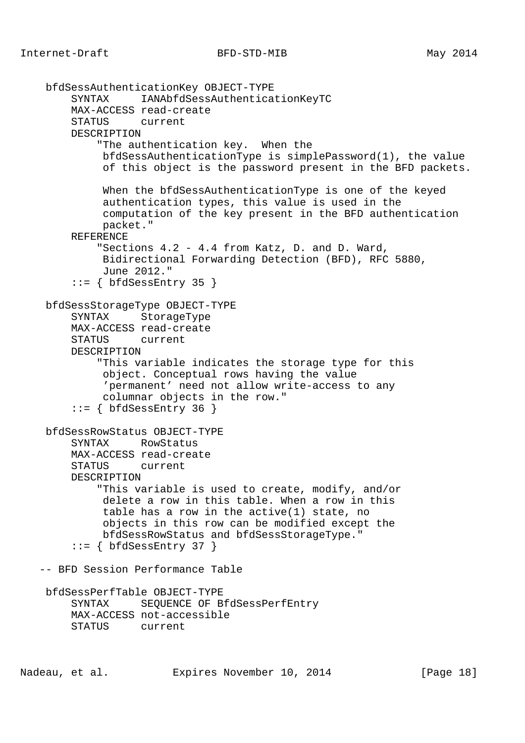```
    bfdSessAuthenticationKey OBJECT-TYPE
        SYNTAX     IANAbfdSessAuthenticationKeyTC
        MAX-ACCESS read-create
        STATUS     current
        DESCRIPTION
            "The authentication key.  When the
             bfdSessAuthenticationType is simplePassword(1), the value
             of this object is the password present in the BFD packets.

             When the bfdSessAuthenticationType is one of the keyed
             authentication types, this value is used in the
             computation of the key present in the BFD authentication
             packet."
        REFERENCE
            "Sections 4.2 - 4.4 from Katz, D. and D. Ward,
             Bidirectional Forwarding Detection (BFD), RFC 5880,
             June 2012."
        ::= { bfdSessEntry 35 }

    bfdSessStorageType OBJECT-TYPE
        SYNTAX     StorageType
        MAX-ACCESS read-create
        STATUS     current
        DESCRIPTION
            "This variable indicates the storage type for this
             object. Conceptual rows having the value
             'permanent' need not allow write-access to any
             columnar objects in the row."
        ::= { bfdSessEntry 36 }

    bfdSessRowStatus OBJECT-TYPE
        SYNTAX     RowStatus
        MAX-ACCESS read-create
        STATUS     current
        DESCRIPTION
            "This variable is used to create, modify, and/or
             delete a row in this table. When a row in this
             table has a row in the active(1) state, no
             objects in this row can be modified except the
             bfdSessRowStatus and bfdSessStorageType."
        ::= { bfdSessEntry 37 }

   -- BFD Session Performance Table

    bfdSessPerfTable OBJECT-TYPE
        SYNTAX     SEQUENCE OF BfdSessPerfEntry
        MAX-ACCESS not-accessible
        STATUS     current
```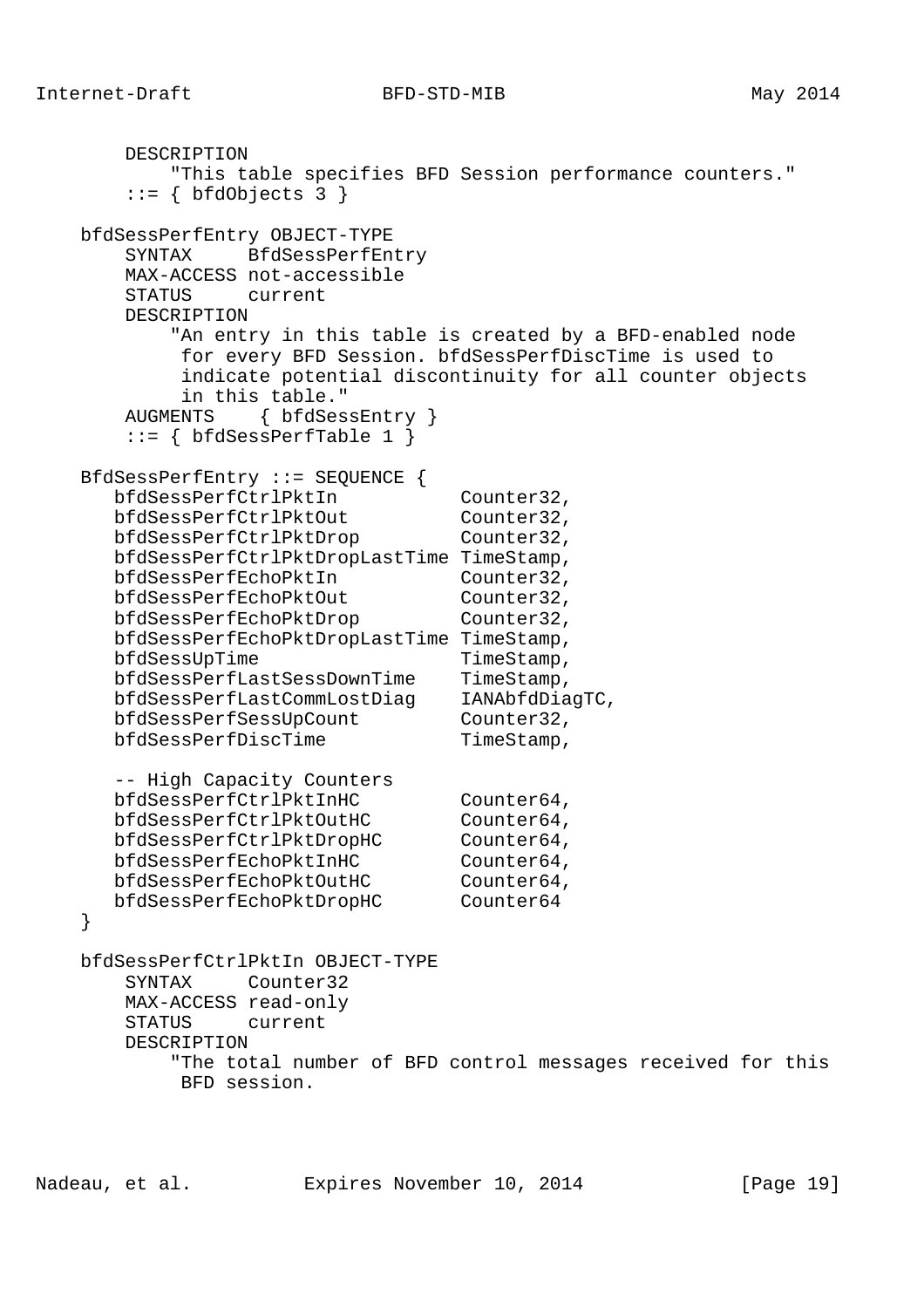```
       DESCRIPTION
           "This table specifies BFD Session performance counters."
       ::= { bfdObjects 3 }

   bfdSessPerfEntry OBJECT-TYPE
       SYNTAX     BfdSessPerfEntry
       MAX-ACCESS not-accessible
       STATUS     current
       DESCRIPTION
           "An entry in this table is created by a BFD-enabled node
            for every BFD Session. bfdSessPerfDiscTime is used to
            indicate potential discontinuity for all counter objects
            in this table."
       AUGMENTS    { bfdSessEntry }
       ::= { bfdSessPerfTable 1 }

   BfdSessPerfEntry ::= SEQUENCE {
      bfdSessPerfCtrlPktIn           Counter32,
      bfdSessPerfCtrlPktOut          Counter32,
      bfdSessPerfCtrlPktDrop         Counter32,
      bfdSessPerfCtrlPktDropLastTime TimeStamp,
      bfdSessPerfEchoPktIn           Counter32,
      bfdSessPerfEchoPktOut          Counter32,
      bfdSessPerfEchoPktDrop         Counter32,
      bfdSessPerfEchoPktDropLastTime TimeStamp,
      bfdSessUpTime                  TimeStamp,
      bfdSessPerfLastSessDownTime    TimeStamp,
      bfdSessPerfLastCommLostDiag    IANAbfdDiagTC,
      bfdSessPerfSessUpCount         Counter32,
      bfdSessPerfDiscTime            TimeStamp,

      -- High Capacity Counters
      bfdSessPerfCtrlPktInHC         Counter64,
      bfdSessPerfCtrlPktOutHC        Counter64,
      bfdSessPerfCtrlPktDropHC       Counter64,
      bfdSessPerfEchoPktInHC         Counter64,
      bfdSessPerfEchoPktOutHC        Counter64,
      bfdSessPerfEchoPktDropHC       Counter64
   }

   bfdSessPerfCtrlPktIn OBJECT-TYPE
       SYNTAX     Counter32
       MAX-ACCESS read-only
       STATUS     current
       DESCRIPTION
           "The total number of BFD control messages received for this
            BFD session.
```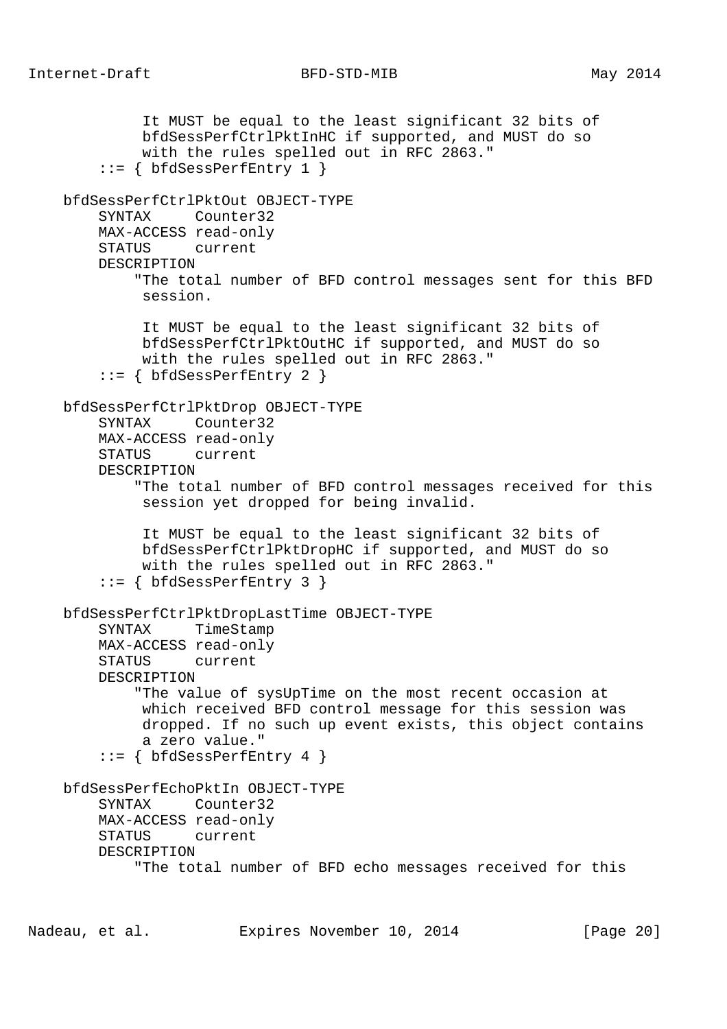```
            It MUST be equal to the least significant 32 bits of
            bfdSessPerfCtrlPktInHC if supported, and MUST do so
            with the rules spelled out in RFC 2863."
       ::= { bfdSessPerfEntry 1 }

   bfdSessPerfCtrlPktOut OBJECT-TYPE
       SYNTAX     Counter32
       MAX-ACCESS read-only
       STATUS     current
       DESCRIPTION
           "The total number of BFD control messages sent for this BFD
            session.

            It MUST be equal to the least significant 32 bits of
            bfdSessPerfCtrlPktOutHC if supported, and MUST do so
            with the rules spelled out in RFC 2863."
       ::= { bfdSessPerfEntry 2 }

   bfdSessPerfCtrlPktDrop OBJECT-TYPE
       SYNTAX     Counter32
       MAX-ACCESS read-only
       STATUS     current
       DESCRIPTION
           "The total number of BFD control messages received for this
            session yet dropped for being invalid.

            It MUST be equal to the least significant 32 bits of
            bfdSessPerfCtrlPktDropHC if supported, and MUST do so
            with the rules spelled out in RFC 2863."
       ::= { bfdSessPerfEntry 3 }

   bfdSessPerfCtrlPktDropLastTime OBJECT-TYPE
       SYNTAX     TimeStamp
       MAX-ACCESS read-only
       STATUS     current
       DESCRIPTION
           "The value of sysUpTime on the most recent occasion at
            which received BFD control message for this session was
            dropped. If no such up event exists, this object contains
            a zero value."
       ::= { bfdSessPerfEntry 4 }

   bfdSessPerfEchoPktIn OBJECT-TYPE
       SYNTAX     Counter32
       MAX-ACCESS read-only
       STATUS     current
       DESCRIPTION
           "The total number of BFD echo messages received for this
```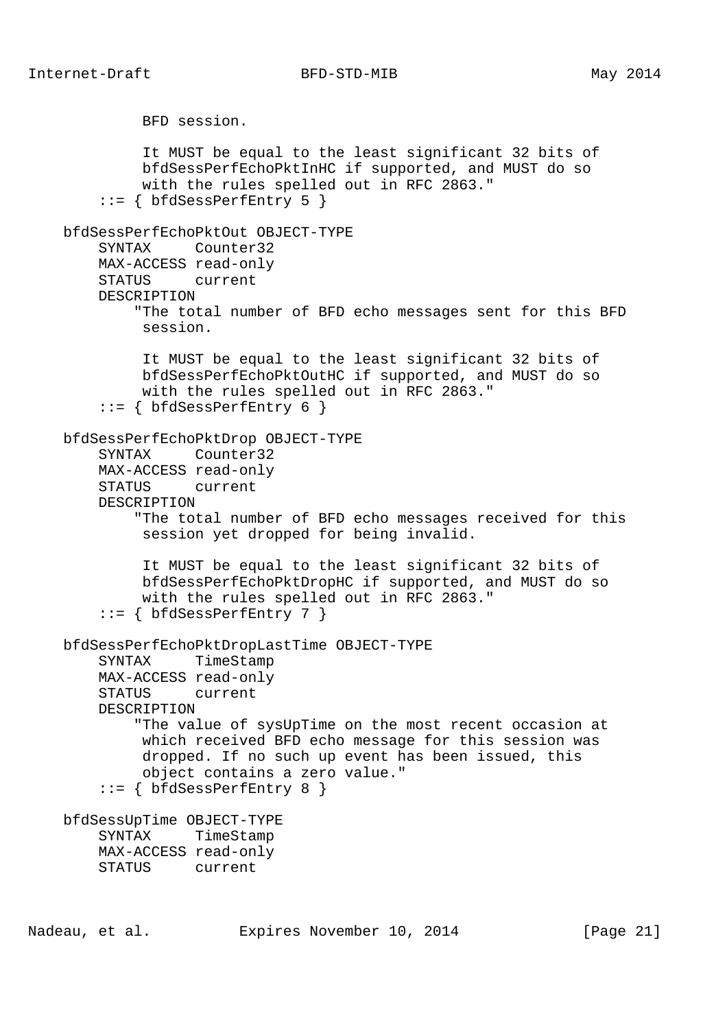```
           BFD session.

           It MUST be equal to the least significant 32 bits of
           bfdSessPerfEchoPktInHC if supported, and MUST do so
           with the rules spelled out in RFC 2863."
       ::= { bfdSessPerfEntry 5 }

   bfdSessPerfEchoPktOut OBJECT-TYPE
       SYNTAX     Counter32
       MAX-ACCESS read-only
       STATUS     current
       DESCRIPTION
           "The total number of BFD echo messages sent for this BFD
            session.

            It MUST be equal to the least significant 32 bits of
            bfdSessPerfEchoPktOutHC if supported, and MUST do so
            with the rules spelled out in RFC 2863."
       ::= { bfdSessPerfEntry 6 }

   bfdSessPerfEchoPktDrop OBJECT-TYPE
       SYNTAX     Counter32
       MAX-ACCESS read-only
       STATUS     current
       DESCRIPTION
           "The total number of BFD echo messages received for this
            session yet dropped for being invalid.

            It MUST be equal to the least significant 32 bits of
            bfdSessPerfEchoPktDropHC if supported, and MUST do so
            with the rules spelled out in RFC 2863."
       ::= { bfdSessPerfEntry 7 }

   bfdSessPerfEchoPktDropLastTime OBJECT-TYPE
       SYNTAX     TimeStamp
       MAX-ACCESS read-only
       STATUS     current
       DESCRIPTION
           "The value of sysUpTime on the most recent occasion at
            which received BFD echo message for this session was
            dropped. If no such up event has been issued, this
            object contains a zero value."
       ::= { bfdSessPerfEntry 8 }

   bfdSessUpTime OBJECT-TYPE
       SYNTAX     TimeStamp
       MAX-ACCESS read-only
       STATUS     current
```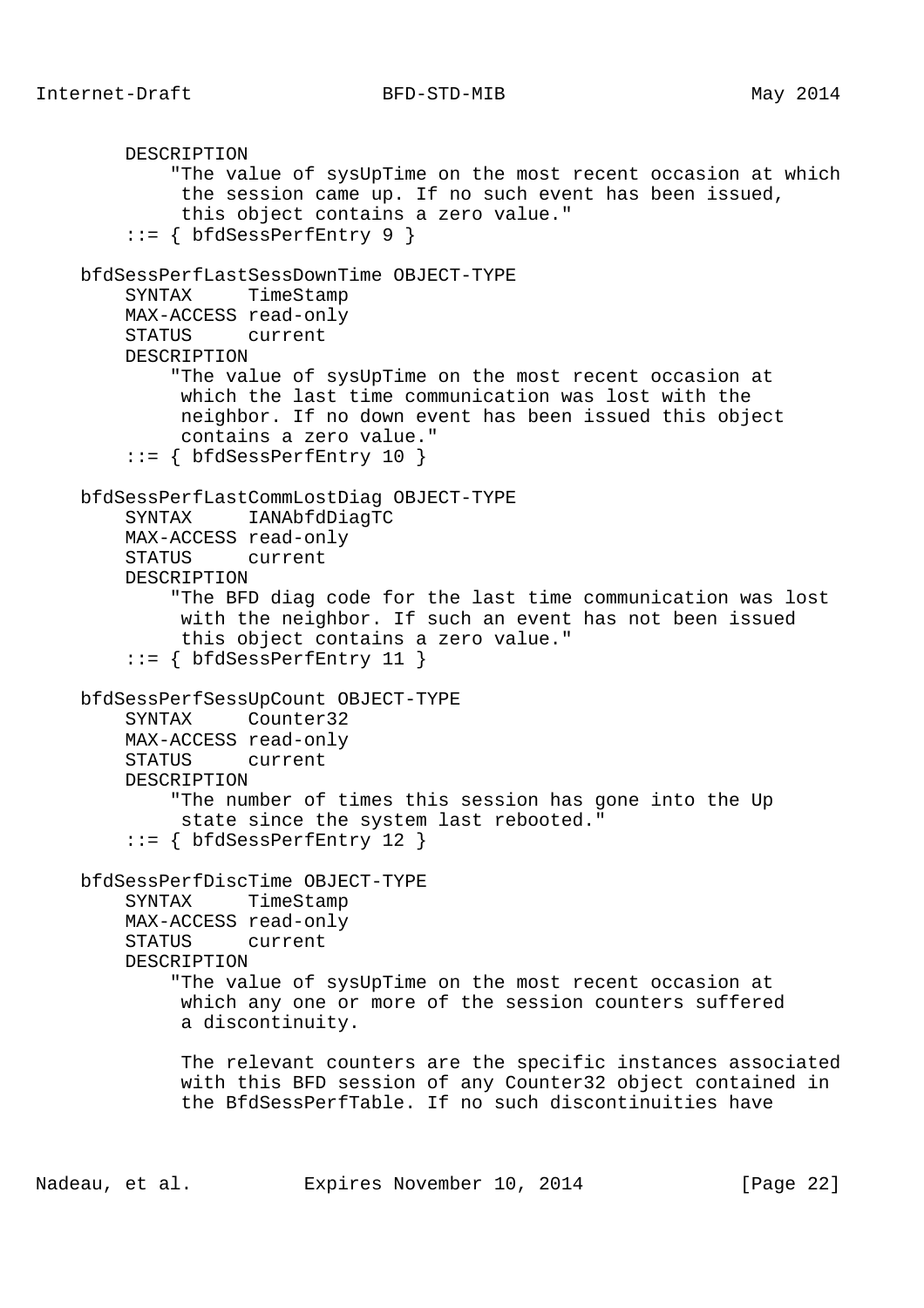```
        DESCRIPTION
            "The value of sysUpTime on the most recent occasion at which
             the session came up. If no such event has been issued,
             this object contains a zero value."
        ::= { bfdSessPerfEntry 9 }

    bfdSessPerfLastSessDownTime OBJECT-TYPE
        SYNTAX     TimeStamp
        MAX-ACCESS read-only
        STATUS     current
        DESCRIPTION
            "The value of sysUpTime on the most recent occasion at
             which the last time communication was lost with the
             neighbor. If no down event has been issued this object
             contains a zero value."
        ::= { bfdSessPerfEntry 10 }

    bfdSessPerfLastCommLostDiag OBJECT-TYPE
        SYNTAX     IANAbfdDiagTC
        MAX-ACCESS read-only
        STATUS     current
        DESCRIPTION
            "The BFD diag code for the last time communication was lost
             with the neighbor. If such an event has not been issued
             this object contains a zero value."
        ::= { bfdSessPerfEntry 11 }

    bfdSessPerfSessUpCount OBJECT-TYPE
        SYNTAX     Counter32
        MAX-ACCESS read-only
        STATUS     current
        DESCRIPTION
            "The number of times this session has gone into the Up
             state since the system last rebooted."
        ::= { bfdSessPerfEntry 12 }

    bfdSessPerfDiscTime OBJECT-TYPE
        SYNTAX     TimeStamp
        MAX-ACCESS read-only
        STATUS     current
        DESCRIPTION
            "The value of sysUpTime on the most recent occasion at
             which any one or more of the session counters suffered
             a discontinuity.

             The relevant counters are the specific instances associated
             with this BFD session of any Counter32 object contained in
             the BfdSessPerfTable. If no such discontinuities have
```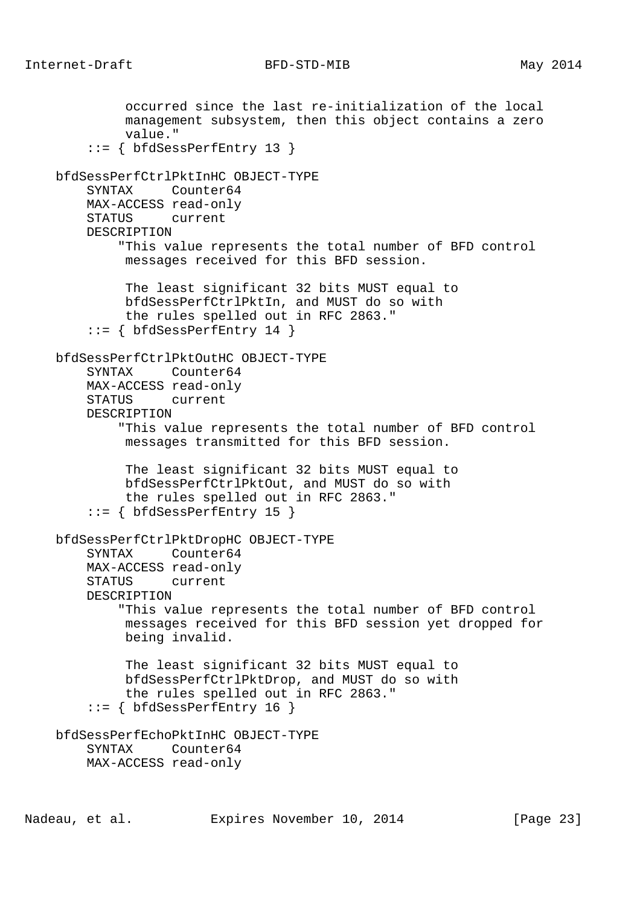```
             occurred since the last re-initialization of the local
             management subsystem, then this object contains a zero
             value."
        ::= { bfdSessPerfEntry 13 }

    bfdSessPerfCtrlPktInHC OBJECT-TYPE
        SYNTAX     Counter64
        MAX-ACCESS read-only
        STATUS     current
        DESCRIPTION
            "This value represents the total number of BFD control
             messages received for this BFD session.

             The least significant 32 bits MUST equal to
             bfdSessPerfCtrlPktIn, and MUST do so with
             the rules spelled out in RFC 2863."
        ::= { bfdSessPerfEntry 14 }

    bfdSessPerfCtrlPktOutHC OBJECT-TYPE
        SYNTAX     Counter64
        MAX-ACCESS read-only
        STATUS     current
        DESCRIPTION
            "This value represents the total number of BFD control
             messages transmitted for this BFD session.

             The least significant 32 bits MUST equal to
             bfdSessPerfCtrlPktOut, and MUST do so with
             the rules spelled out in RFC 2863."
        ::= { bfdSessPerfEntry 15 }

    bfdSessPerfCtrlPktDropHC OBJECT-TYPE
        SYNTAX     Counter64
        MAX-ACCESS read-only
        STATUS     current
        DESCRIPTION
            "This value represents the total number of BFD control
             messages received for this BFD session yet dropped for
             being invalid.

             The least significant 32 bits MUST equal to
             bfdSessPerfCtrlPktDrop, and MUST do so with
             the rules spelled out in RFC 2863."
        ::= { bfdSessPerfEntry 16 }

    bfdSessPerfEchoPktInHC OBJECT-TYPE
        SYNTAX     Counter64
        MAX-ACCESS read-only
```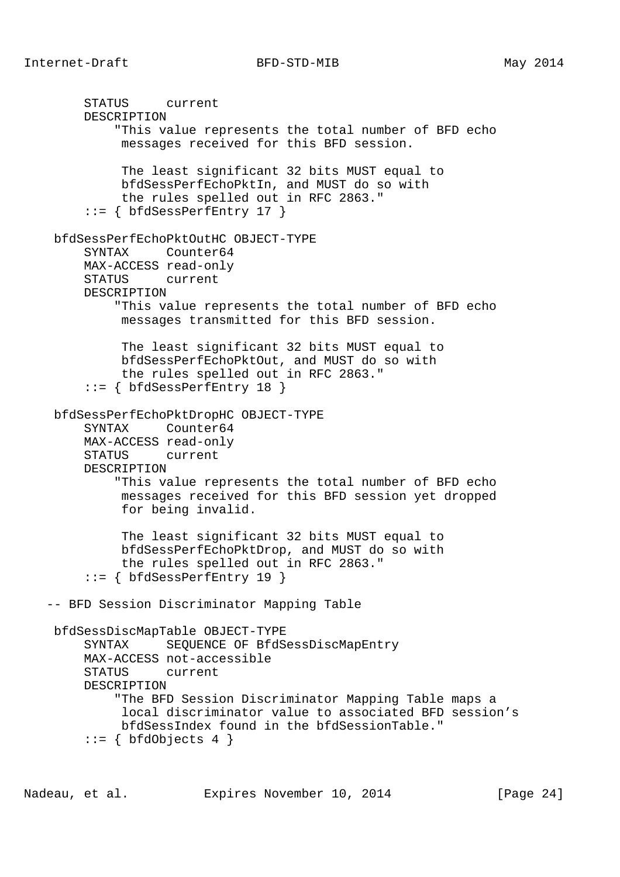```
       STATUS     current
       DESCRIPTION
           "This value represents the total number of BFD echo
            messages received for this BFD session.

            The least significant 32 bits MUST equal to
            bfdSessPerfEchoPktIn, and MUST do so with
            the rules spelled out in RFC 2863."
       ::= { bfdSessPerfEntry 17 }

   bfdSessPerfEchoPktOutHC OBJECT-TYPE
       SYNTAX     Counter64
       MAX-ACCESS read-only
       STATUS     current
       DESCRIPTION
           "This value represents the total number of BFD echo
            messages transmitted for this BFD session.

            The least significant 32 bits MUST equal to
            bfdSessPerfEchoPktOut, and MUST do so with
            the rules spelled out in RFC 2863."
       ::= { bfdSessPerfEntry 18 }

   bfdSessPerfEchoPktDropHC OBJECT-TYPE
       SYNTAX     Counter64
       MAX-ACCESS read-only
       STATUS     current
       DESCRIPTION
           "This value represents the total number of BFD echo
            messages received for this BFD session yet dropped
            for being invalid.

            The least significant 32 bits MUST equal to
            bfdSessPerfEchoPktDrop, and MUST do so with
            the rules spelled out in RFC 2863."
       ::= { bfdSessPerfEntry 19 }

  -- BFD Session Discriminator Mapping Table

   bfdSessDiscMapTable OBJECT-TYPE
       SYNTAX     SEQUENCE OF BfdSessDiscMapEntry
       MAX-ACCESS not-accessible
       STATUS     current
       DESCRIPTION
           "The BFD Session Discriminator Mapping Table maps a
            local discriminator value to associated BFD session's
            bfdSessIndex found in the bfdSessionTable."
       ::= { bfdObjects 4 }
```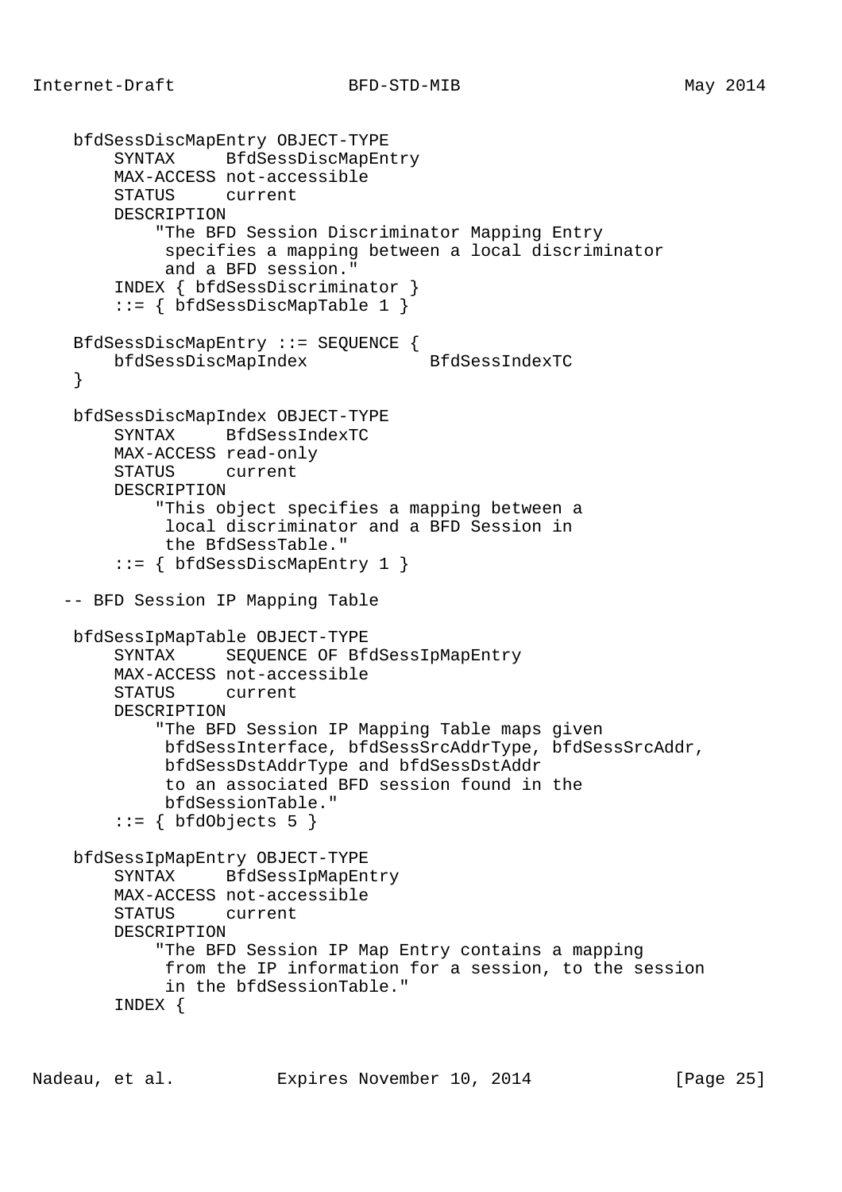```
    bfdSessDiscMapEntry OBJECT-TYPE
        SYNTAX     BfdSessDiscMapEntry
        MAX-ACCESS not-accessible
        STATUS     current
        DESCRIPTION
            "The BFD Session Discriminator Mapping Entry
             specifies a mapping between a local discriminator
             and a BFD session."
        INDEX { bfdSessDiscriminator }
        ::= { bfdSessDiscMapTable 1 }

    BfdSessDiscMapEntry ::= SEQUENCE {
        bfdSessDiscMapIndex            BfdSessIndexTC
    }

    bfdSessDiscMapIndex OBJECT-TYPE
        SYNTAX     BfdSessIndexTC
        MAX-ACCESS read-only
        STATUS     current
        DESCRIPTION
            "This object specifies a mapping between a
             local discriminator and a BFD Session in
             the BfdSessTable."
        ::= { bfdSessDiscMapEntry 1 }

   -- BFD Session IP Mapping Table

    bfdSessIpMapTable OBJECT-TYPE
        SYNTAX     SEQUENCE OF BfdSessIpMapEntry
        MAX-ACCESS not-accessible
        STATUS     current
        DESCRIPTION
            "The BFD Session IP Mapping Table maps given
             bfdSessInterface, bfdSessSrcAddrType, bfdSessSrcAddr,
             bfdSessDstAddrType and bfdSessDstAddr
             to an associated BFD session found in the
             bfdSessionTable."
        ::= { bfdObjects 5 }

    bfdSessIpMapEntry OBJECT-TYPE
        SYNTAX     BfdSessIpMapEntry
        MAX-ACCESS not-accessible
        STATUS     current
        DESCRIPTION
            "The BFD Session IP Map Entry contains a mapping
             from the IP information for a session, to the session
             in the bfdSessionTable."
        INDEX {
```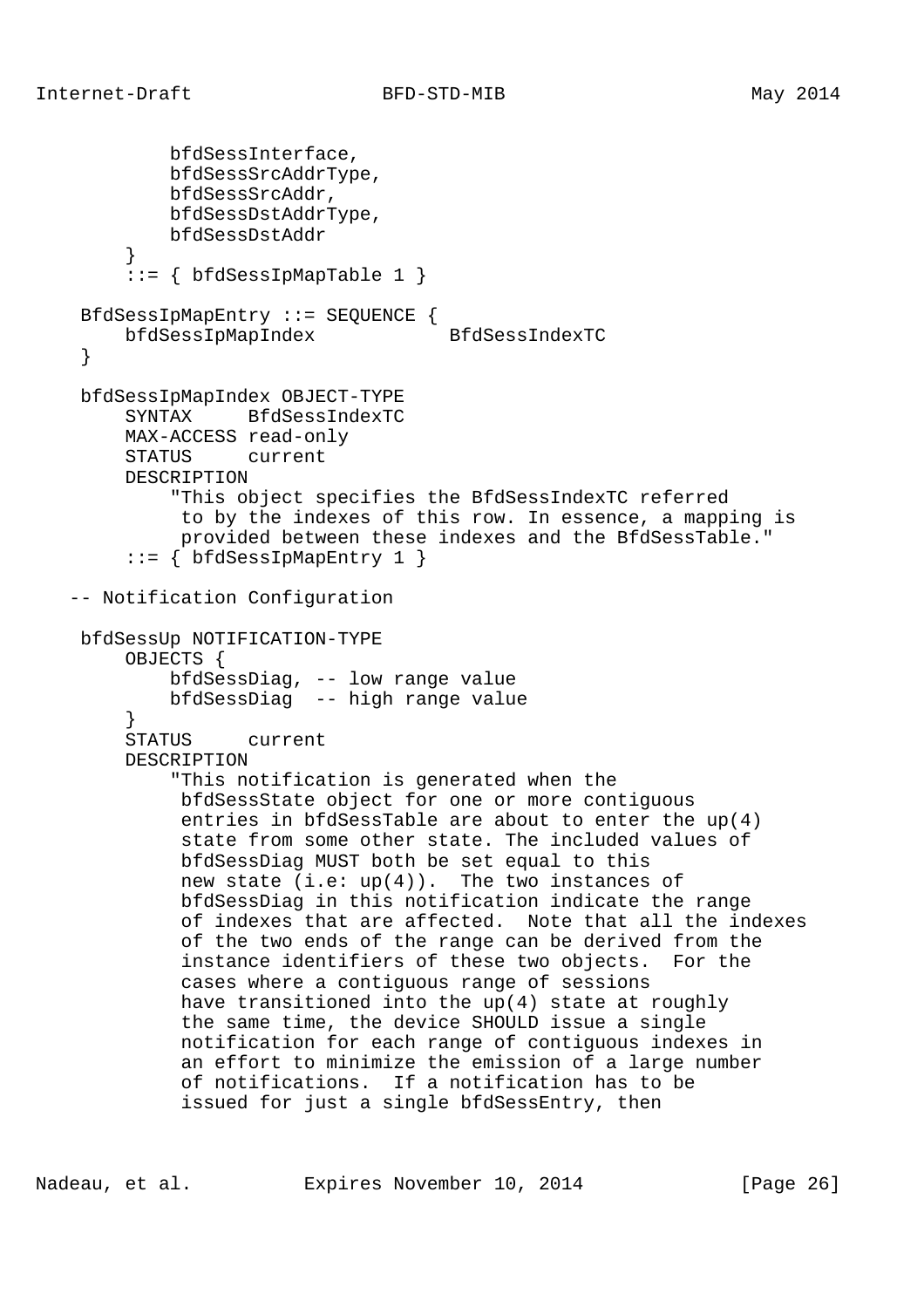```
            bfdSessInterface,
            bfdSessSrcAddrType,
            bfdSessSrcAddr,
            bfdSessDstAddrType,
            bfdSessDstAddr
        }
        ::= { bfdSessIpMapTable 1 }

    BfdSessIpMapEntry ::= SEQUENCE {
        bfdSessIpMapIndex            BfdSessIndexTC
    }

    bfdSessIpMapIndex OBJECT-TYPE
        SYNTAX     BfdSessIndexTC
        MAX-ACCESS read-only
        STATUS     current
        DESCRIPTION
            "This object specifies the BfdSessIndexTC referred
             to by the indexes of this row. In essence, a mapping is
             provided between these indexes and the BfdSessTable."
        ::= { bfdSessIpMapEntry 1 }

   -- Notification Configuration

    bfdSessUp NOTIFICATION-TYPE
        OBJECTS {
            bfdSessDiag, -- low range value
            bfdSessDiag  -- high range value
        }
        STATUS     current
        DESCRIPTION
            "This notification is generated when the
             bfdSessState object for one or more contiguous
             entries in bfdSessTable are about to enter the up(4)
             state from some other state. The included values of
             bfdSessDiag MUST both be set equal to this
             new state (i.e: up(4)).  The two instances of
             bfdSessDiag in this notification indicate the range
             of indexes that are affected.  Note that all the indexes
             of the two ends of the range can be derived from the
             instance identifiers of these two objects.  For the
             cases where a contiguous range of sessions
             have transitioned into the up(4) state at roughly
             the same time, the device SHOULD issue a single
             notification for each range of contiguous indexes in
             an effort to minimize the emission of a large number
             of notifications.  If a notification has to be
             issued for just a single bfdSessEntry, then
```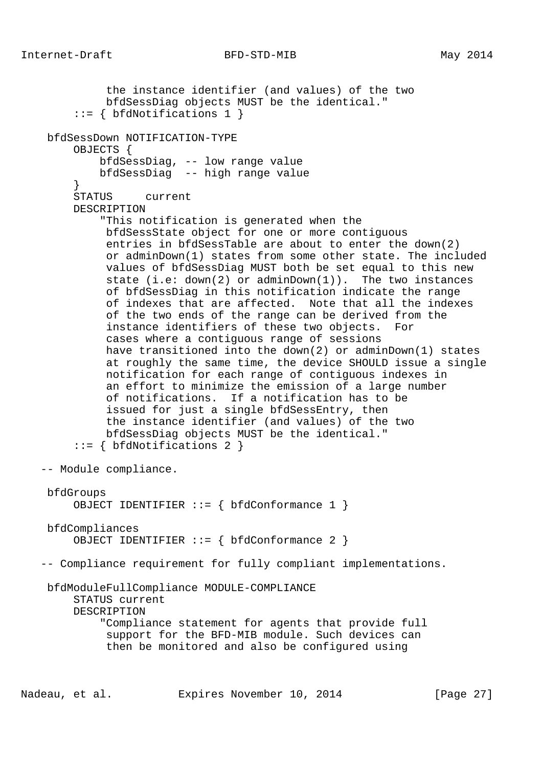```
             the instance identifier (and values) of the two
             bfdSessDiag objects MUST be the identical."
        ::= { bfdNotifications 1 }

    bfdSessDown NOTIFICATION-TYPE
        OBJECTS {
            bfdSessDiag, -- low range value
            bfdSessDiag  -- high range value
        }
        STATUS     current
        DESCRIPTION
            "This notification is generated when the
             bfdSessState object for one or more contiguous
             entries in bfdSessTable are about to enter the down(2)
             or adminDown(1) states from some other state. The included
             values of bfdSessDiag MUST both be set equal to this new
             state (i.e: down(2) or adminDown(1)).  The two instances
             of bfdSessDiag in this notification indicate the range
             of indexes that are affected.  Note that all the indexes
             of the two ends of the range can be derived from the
             instance identifiers of these two objects.  For
             cases where a contiguous range of sessions
             have transitioned into the down(2) or adminDown(1) states
             at roughly the same time, the device SHOULD issue a single
             notification for each range of contiguous indexes in
             an effort to minimize the emission of a large number
             of notifications.  If a notification has to be
             issued for just a single bfdSessEntry, then
             the instance identifier (and values) of the two
             bfdSessDiag objects MUST be the identical."
        ::= { bfdNotifications 2 }

   -- Module compliance.

    bfdGroups
        OBJECT IDENTIFIER ::= { bfdConformance 1 }

    bfdCompliances
        OBJECT IDENTIFIER ::= { bfdConformance 2 }

   -- Compliance requirement for fully compliant implementations.

    bfdModuleFullCompliance MODULE-COMPLIANCE
        STATUS current
        DESCRIPTION
            "Compliance statement for agents that provide full
             support for the BFD-MIB module. Such devices can
             then be monitored and also be configured using
```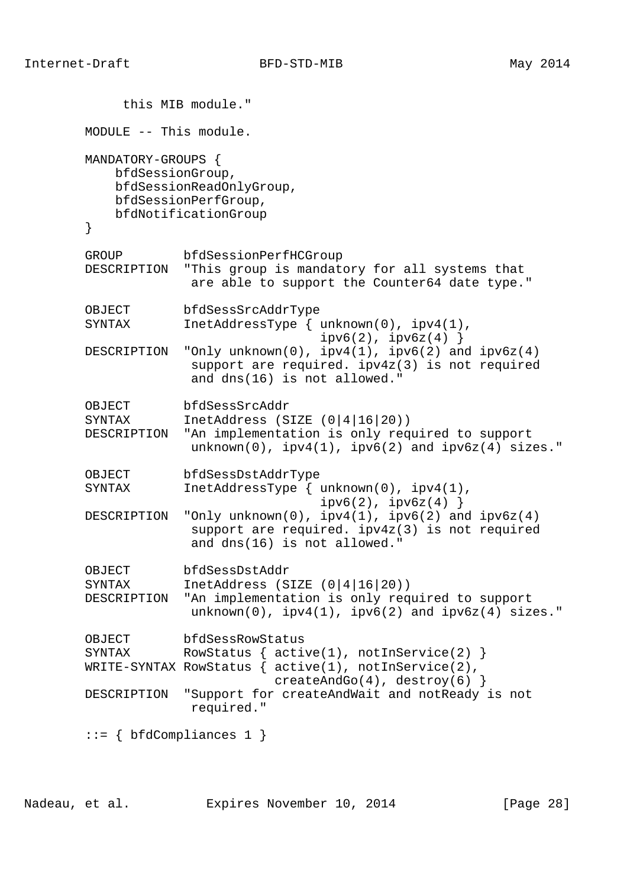```
         this MIB module."

     MODULE -- This module.

     MANDATORY-GROUPS {
         bfdSessionGroup,
         bfdSessionReadOnlyGroup,
         bfdSessionPerfGroup,
         bfdNotificationGroup
     }

     GROUP        bfdSessionPerfHCGroup
     DESCRIPTION  "This group is mandatory for all systems that
                   are able to support the Counter64 date type."

     OBJECT       bfdSessSrcAddrType
     SYNTAX       InetAddressType { unknown(0), ipv4(1),
                                    ipv6(2), ipv6z(4) }
     DESCRIPTION  "Only unknown(0), ipv4(1), ipv6(2) and ipv6z(4)
                   support are required. ipv4z(3) is not required
                   and dns(16) is not allowed."

     OBJECT       bfdSessSrcAddr
     SYNTAX       InetAddress (SIZE (0|4|16|20))
     DESCRIPTION  "An implementation is only required to support
                   unknown(0), ipv4(1), ipv6(2) and ipv6z(4) sizes."

     OBJECT       bfdSessDstAddrType
     SYNTAX       InetAddressType { unknown(0), ipv4(1),
                                    ipv6(2), ipv6z(4) }
     DESCRIPTION  "Only unknown(0), ipv4(1), ipv6(2) and ipv6z(4)
                   support are required. ipv4z(3) is not required
                   and dns(16) is not allowed."

     OBJECT       bfdSessDstAddr
     SYNTAX       InetAddress (SIZE (0|4|16|20))
     DESCRIPTION  "An implementation is only required to support
                   unknown(0), ipv4(1), ipv6(2) and ipv6z(4) sizes."

     OBJECT       bfdSessRowStatus
     SYNTAX       RowStatus { active(1), notInService(2) }
     WRITE-SYNTAX RowStatus { active(1), notInService(2),
                              createAndGo(4), destroy(6) }
     DESCRIPTION  "Support for createAndWait and notReady is not
                   required."

     ::= { bfdCompliances 1 }
```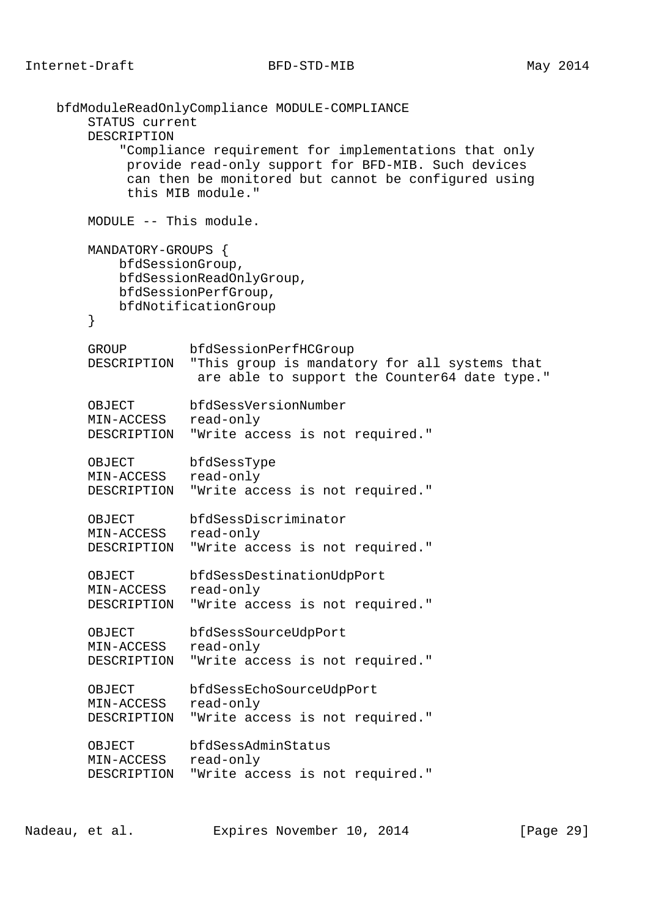```
    bfdModuleReadOnlyCompliance MODULE-COMPLIANCE
        STATUS current
        DESCRIPTION
            "Compliance requirement for implementations that only
             provide read-only support for BFD-MIB. Such devices
             can then be monitored but cannot be configured using
             this MIB module."

        MODULE -- This module.

        MANDATORY-GROUPS {
            bfdSessionGroup,
            bfdSessionReadOnlyGroup,
            bfdSessionPerfGroup,
            bfdNotificationGroup
        }

        GROUP        bfdSessionPerfHCGroup
        DESCRIPTION  "This group is mandatory for all systems that
                      are able to support the Counter64 date type."

        OBJECT       bfdSessVersionNumber
        MIN-ACCESS   read-only
        DESCRIPTION  "Write access is not required."

        OBJECT       bfdSessType
        MIN-ACCESS   read-only
        DESCRIPTION  "Write access is not required."

        OBJECT       bfdSessDiscriminator
        MIN-ACCESS   read-only
        DESCRIPTION  "Write access is not required."

        OBJECT       bfdSessDestinationUdpPort
        MIN-ACCESS   read-only
        DESCRIPTION  "Write access is not required."

        OBJECT       bfdSessSourceUdpPort
        MIN-ACCESS   read-only
        DESCRIPTION  "Write access is not required."

        OBJECT       bfdSessEchoSourceUdpPort
        MIN-ACCESS   read-only
        DESCRIPTION  "Write access is not required."

        OBJECT       bfdSessAdminStatus
        MIN-ACCESS   read-only
        DESCRIPTION  "Write access is not required."
```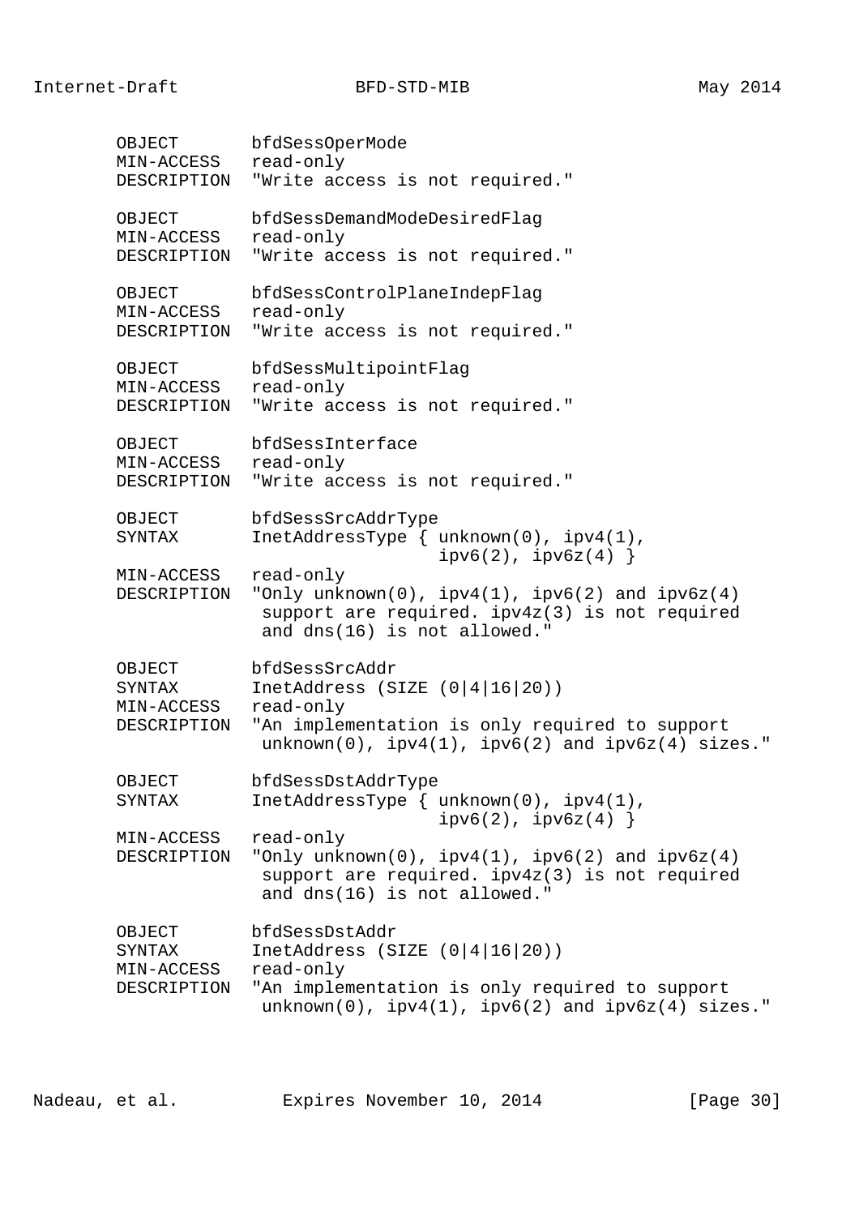```
       OBJECT       bfdSessOperMode
       MIN-ACCESS   read-only
       DESCRIPTION  "Write access is not required."

       OBJECT       bfdSessDemandModeDesiredFlag
       MIN-ACCESS   read-only
       DESCRIPTION  "Write access is not required."

       OBJECT       bfdSessControlPlaneIndepFlag
       MIN-ACCESS   read-only
       DESCRIPTION  "Write access is not required."

       OBJECT       bfdSessMultipointFlag
       MIN-ACCESS   read-only
       DESCRIPTION  "Write access is not required."

       OBJECT       bfdSessInterface
       MIN-ACCESS   read-only
       DESCRIPTION  "Write access is not required."

       OBJECT       bfdSessSrcAddrType
       SYNTAX       InetAddressType { unknown(0), ipv4(1),
                                      ipv6(2), ipv6z(4) }
       MIN-ACCESS   read-only
       DESCRIPTION  "Only unknown(0), ipv4(1), ipv6(2) and ipv6z(4)
                     support are required. ipv4z(3) is not required
                     and dns(16) is not allowed."

       OBJECT       bfdSessSrcAddr
       SYNTAX       InetAddress (SIZE (0|4|16|20))
       MIN-ACCESS   read-only
       DESCRIPTION  "An implementation is only required to support
                     unknown(0), ipv4(1), ipv6(2) and ipv6z(4) sizes."

       OBJECT       bfdSessDstAddrType
       SYNTAX       InetAddressType { unknown(0), ipv4(1),
                                      ipv6(2), ipv6z(4) }
       MIN-ACCESS   read-only
       DESCRIPTION  "Only unknown(0), ipv4(1), ipv6(2) and ipv6z(4)
                     support are required. ipv4z(3) is not required
                     and dns(16) is not allowed."

       OBJECT       bfdSessDstAddr
       SYNTAX       InetAddress (SIZE (0|4|16|20))
       MIN-ACCESS   read-only
       DESCRIPTION  "An implementation is only required to support
                     unknown(0), ipv4(1), ipv6(2) and ipv6z(4) sizes."
```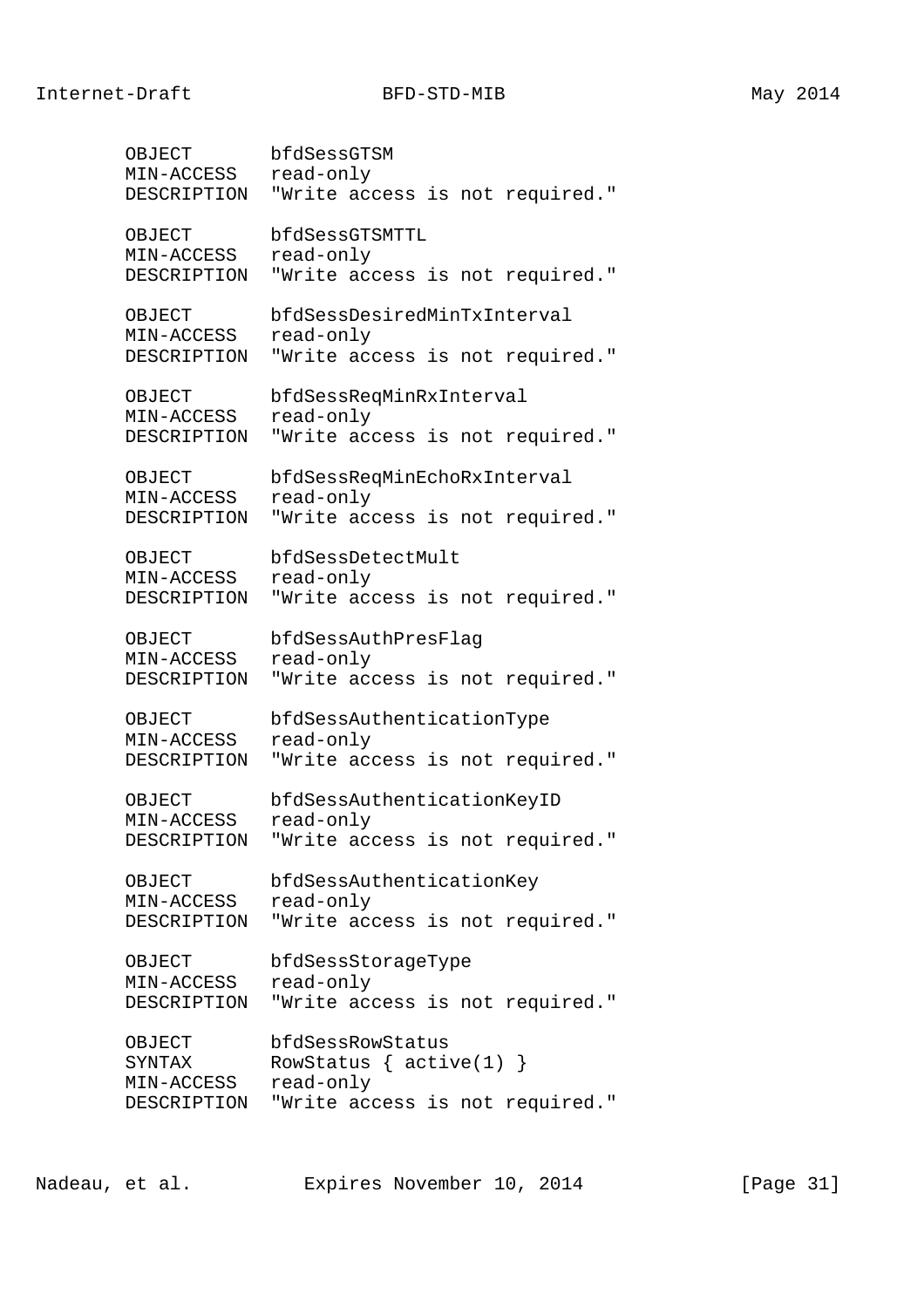```
       OBJECT       bfdSessGTSM
       MIN-ACCESS   read-only
       DESCRIPTION  "Write access is not required."

       OBJECT       bfdSessGTSMTTL
       MIN-ACCESS   read-only
       DESCRIPTION  "Write access is not required."

       OBJECT       bfdSessDesiredMinTxInterval
       MIN-ACCESS   read-only
       DESCRIPTION  "Write access is not required."

       OBJECT       bfdSessReqMinRxInterval
       MIN-ACCESS   read-only
       DESCRIPTION  "Write access is not required."

       OBJECT       bfdSessReqMinEchoRxInterval
       MIN-ACCESS   read-only
       DESCRIPTION  "Write access is not required."

       OBJECT       bfdSessDetectMult
       MIN-ACCESS   read-only
       DESCRIPTION  "Write access is not required."

       OBJECT       bfdSessAuthPresFlag
       MIN-ACCESS   read-only
       DESCRIPTION  "Write access is not required."

       OBJECT       bfdSessAuthenticationType
       MIN-ACCESS   read-only
       DESCRIPTION  "Write access is not required."

       OBJECT       bfdSessAuthenticationKeyID
       MIN-ACCESS   read-only
       DESCRIPTION  "Write access is not required."

       OBJECT       bfdSessAuthenticationKey
       MIN-ACCESS   read-only
       DESCRIPTION  "Write access is not required."

       OBJECT       bfdSessStorageType
       MIN-ACCESS   read-only
       DESCRIPTION  "Write access is not required."

       OBJECT       bfdSessRowStatus
       SYNTAX       RowStatus { active(1) }
       MIN-ACCESS   read-only
       DESCRIPTION  "Write access is not required."
```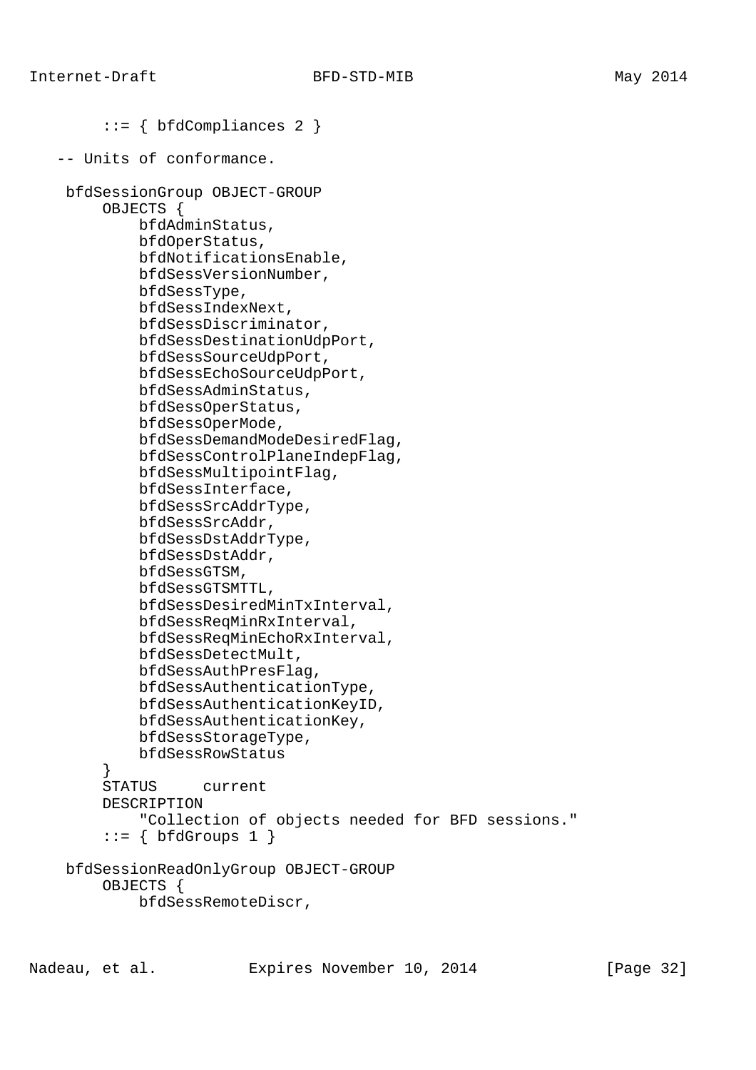```
        ::= { bfdCompliances 2 }

   -- Units of conformance.

    bfdSessionGroup OBJECT-GROUP
        OBJECTS {
            bfdAdminStatus,
            bfdOperStatus,
            bfdNotificationsEnable,
            bfdSessVersionNumber,
            bfdSessType,
            bfdSessIndexNext,
            bfdSessDiscriminator,
            bfdSessDestinationUdpPort,
            bfdSessSourceUdpPort,
            bfdSessEchoSourceUdpPort,
            bfdSessAdminStatus,
            bfdSessOperStatus,
            bfdSessOperMode,
            bfdSessDemandModeDesiredFlag,
            bfdSessControlPlaneIndepFlag,
            bfdSessMultipointFlag,
            bfdSessInterface,
            bfdSessSrcAddrType,
            bfdSessSrcAddr,
            bfdSessDstAddrType,
            bfdSessDstAddr,
            bfdSessGTSM,
            bfdSessGTSMTTL,
            bfdSessDesiredMinTxInterval,
            bfdSessReqMinRxInterval,
            bfdSessReqMinEchoRxInterval,
            bfdSessDetectMult,
            bfdSessAuthPresFlag,
            bfdSessAuthenticationType,
            bfdSessAuthenticationKeyID,
            bfdSessAuthenticationKey,
            bfdSessStorageType,
            bfdSessRowStatus
        }
        STATUS     current
        DESCRIPTION
            "Collection of objects needed for BFD sessions."
        ::= { bfdGroups 1 }

    bfdSessionReadOnlyGroup OBJECT-GROUP
        OBJECTS {
            bfdSessRemoteDiscr,
```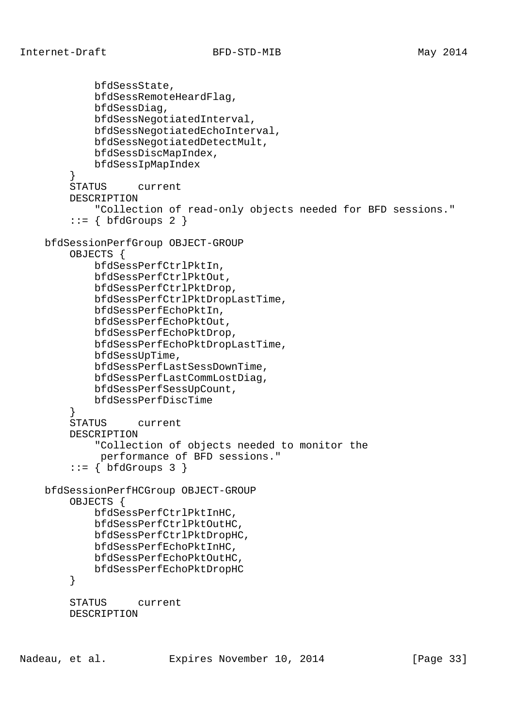```
            bfdSessState,
            bfdSessRemoteHeardFlag,
            bfdSessDiag,
            bfdSessNegotiatedInterval,
            bfdSessNegotiatedEchoInterval,
            bfdSessNegotiatedDetectMult,
            bfdSessDiscMapIndex,
            bfdSessIpMapIndex
        }
        STATUS     current
        DESCRIPTION
            "Collection of read-only objects needed for BFD sessions."
        ::= { bfdGroups 2 }

    bfdSessionPerfGroup OBJECT-GROUP
        OBJECTS {
            bfdSessPerfCtrlPktIn,
            bfdSessPerfCtrlPktOut,
            bfdSessPerfCtrlPktDrop,
            bfdSessPerfCtrlPktDropLastTime,
            bfdSessPerfEchoPktIn,
            bfdSessPerfEchoPktOut,
            bfdSessPerfEchoPktDrop,
            bfdSessPerfEchoPktDropLastTime,
            bfdSessUpTime,
            bfdSessPerfLastSessDownTime,
            bfdSessPerfLastCommLostDiag,
            bfdSessPerfSessUpCount,
            bfdSessPerfDiscTime
        }
        STATUS     current
        DESCRIPTION
            "Collection of objects needed to monitor the
             performance of BFD sessions."
        ::= { bfdGroups 3 }

    bfdSessionPerfHCGroup OBJECT-GROUP
        OBJECTS {
            bfdSessPerfCtrlPktInHC,
            bfdSessPerfCtrlPktOutHC,
            bfdSessPerfCtrlPktDropHC,
            bfdSessPerfEchoPktInHC,
            bfdSessPerfEchoPktOutHC,
            bfdSessPerfEchoPktDropHC
        }

        STATUS     current
        DESCRIPTION
```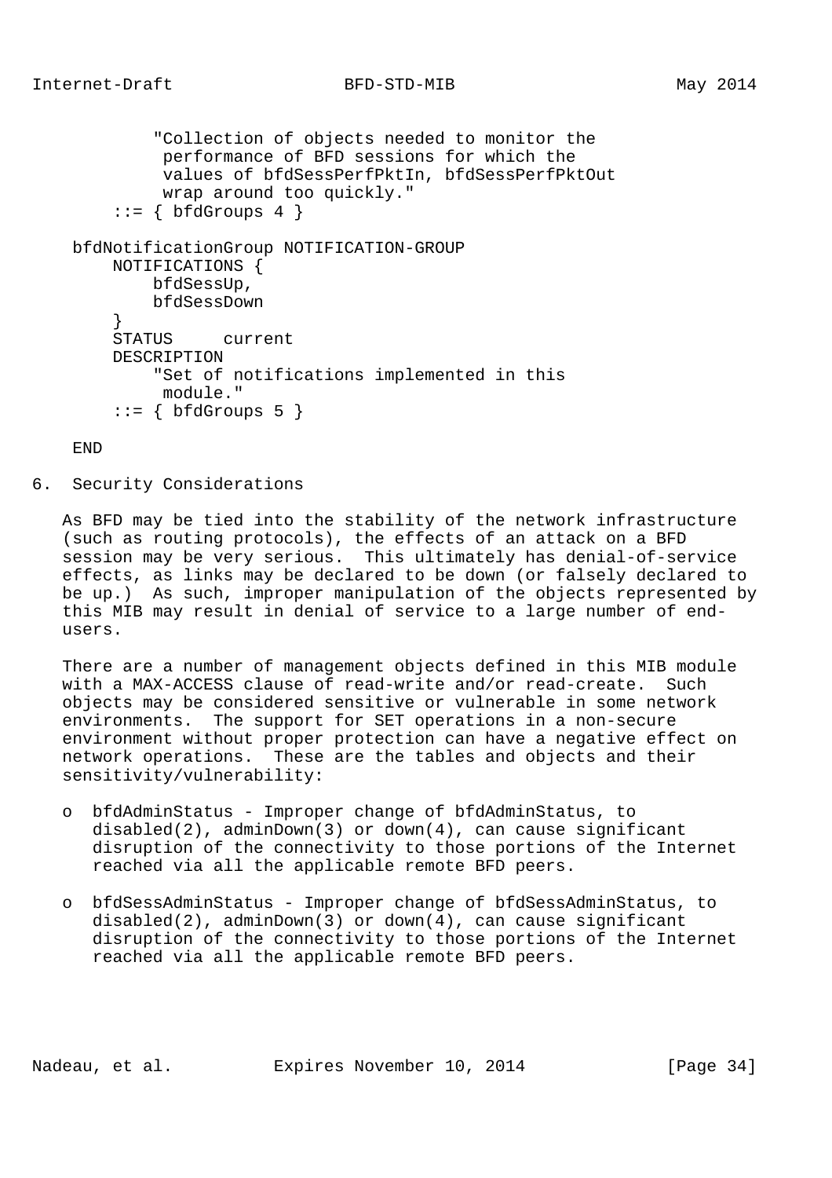```
            "Collection of objects needed to monitor the
             performance of BFD sessions for which the
             values of bfdSessPerfPktIn, bfdSessPerfPktOut
             wrap around too quickly."
        ::= { bfdGroups 4 }

    bfdNotificationGroup NOTIFICATION-GROUP
        NOTIFICATIONS {
            bfdSessUp,
            bfdSessDown
        }
        STATUS     current
        DESCRIPTION
            "Set of notifications implemented in this
             module."
        ::= { bfdGroups 5 }

    END
```

## 6. Security Considerations

As BFD may be tied into the stability of the network infrastructure (such as routing protocols), the effects of an attack on a BFD session may be very serious. This ultimately has denial-of-service effects, as links may be declared to be down (or falsely declared to be up.) As such, improper manipulation of the objects represented by this MIB may result in denial of service to a large number of end-users.

There are a number of management objects defined in this MIB module with a MAX-ACCESS clause of read-write and/or read-create. Such objects may be considered sensitive or vulnerable in some network environments. The support for SET operations in a non-secure environment without proper protection can have a negative effect on network operations. These are the tables and objects and their sensitivity/vulnerability:

- bfdAdminStatus - Improper change of bfdAdminStatus, to disabled(2), adminDown(3) or down(4), can cause significant disruption of the connectivity to those portions of the Internet reached via all the applicable remote BFD peers.

- bfdSessAdminStatus - Improper change of bfdSessAdminStatus, to disabled(2), adminDown(3) or down(4), can cause significant disruption of the connectivity to those portions of the Internet reached via all the applicable remote BFD peers.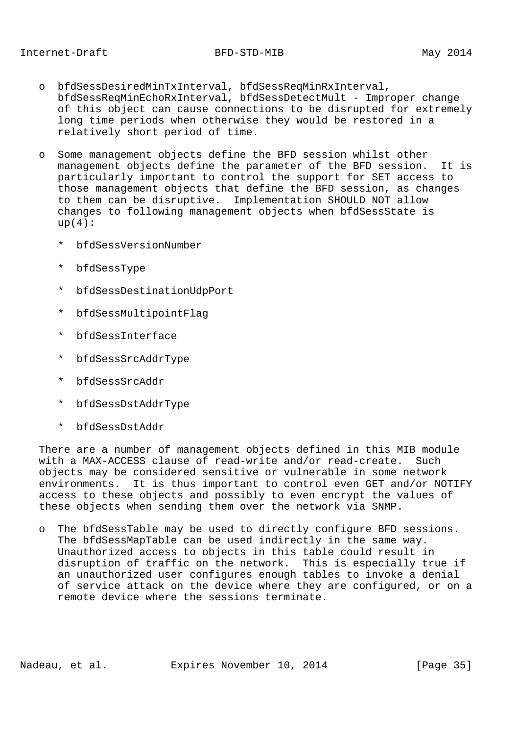- bfdSessDesiredMinTxInterval, bfdSessReqMinRxInterval, bfdSessReqMinEchoRxInterval, bfdSessDetectMult - Improper change of this object can cause connections to be disrupted for extremely long time periods when otherwise they would be restored in a relatively short period of time.

- Some management objects define the BFD session whilst other management objects define the parameter of the BFD session. It is particularly important to control the support for SET access to those management objects that define the BFD session, as changes to them can be disruptive. Implementation SHOULD NOT allow changes to following management objects when bfdSessState is up(4):

  * bfdSessVersionNumber

  * bfdSessType

  * bfdSessDestinationUdpPort

  * bfdSessMultipointFlag

  * bfdSessInterface

  * bfdSessSrcAddrType

  * bfdSessSrcAddr

  * bfdSessDstAddrType

  * bfdSessDstAddr

There are a number of management objects defined in this MIB module with a MAX-ACCESS clause of read-write and/or read-create. Such objects may be considered sensitive or vulnerable in some network environments. It is thus important to control even GET and/or NOTIFY access to these objects and possibly to even encrypt the values of these objects when sending them over the network via SNMP.

- The bfdSessTable may be used to directly configure BFD sessions. The bfdSessMapTable can be used indirectly in the same way. Unauthorized access to objects in this table could result in disruption of traffic on the network. This is especially true if an unauthorized user configures enough tables to invoke a denial of service attack on the device where they are configured, or on a remote device where the sessions terminate.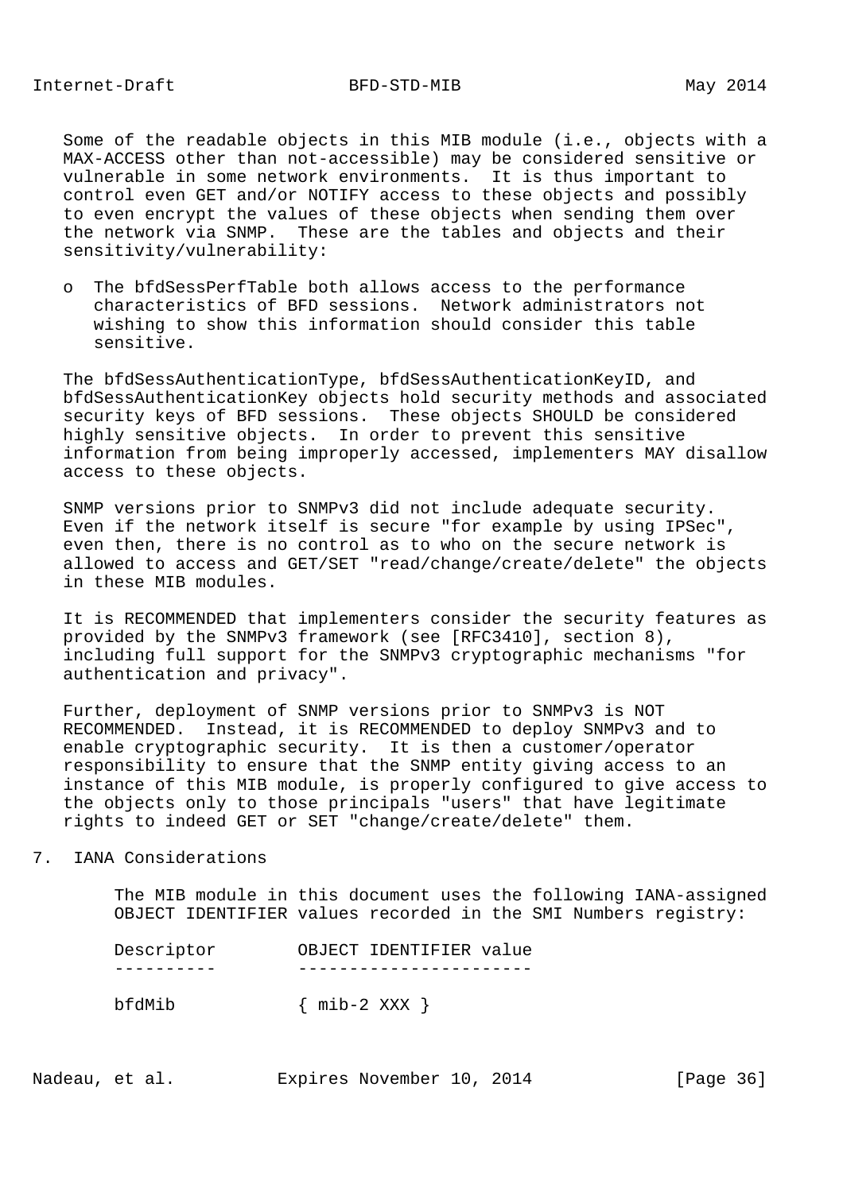Some of the readable objects in this MIB module (i.e., objects with a MAX-ACCESS other than not-accessible) may be considered sensitive or vulnerable in some network environments. It is thus important to control even GET and/or NOTIFY access to these objects and possibly to even encrypt the values of these objects when sending them over the network via SNMP. These are the tables and objects and their sensitivity/vulnerability:

- The bfdSessPerfTable both allows access to the performance characteristics of BFD sessions. Network administrators not wishing to show this information should consider this table sensitive.

The bfdSessAuthenticationType, bfdSessAuthenticationKeyID, and bfdSessAuthenticationKey objects hold security methods and associated security keys of BFD sessions. These objects SHOULD be considered highly sensitive objects. In order to prevent this sensitive information from being improperly accessed, implementers MAY disallow access to these objects.

SNMP versions prior to SNMPv3 did not include adequate security. Even if the network itself is secure "for example by using IPSec", even then, there is no control as to who on the secure network is allowed to access and GET/SET "read/change/create/delete" the objects in these MIB modules.

It is RECOMMENDED that implementers consider the security features as provided by the SNMPv3 framework (see [RFC3410], section 8), including full support for the SNMPv3 cryptographic mechanisms "for authentication and privacy".

Further, deployment of SNMP versions prior to SNMPv3 is NOT RECOMMENDED. Instead, it is RECOMMENDED to deploy SNMPv3 and to enable cryptographic security. It is then a customer/operator responsibility to ensure that the SNMP entity giving access to an instance of this MIB module, is properly configured to give access to the objects only to those principals "users" that have legitimate rights to indeed GET or SET "change/create/delete" them.

## 7. IANA Considerations

The MIB module in this document uses the following IANA-assigned OBJECT IDENTIFIER values recorded in the SMI Numbers registry:

| Descriptor | OBJECT IDENTIFIER value |
|---|---|
| bfdMib | { mib-2 XXX } |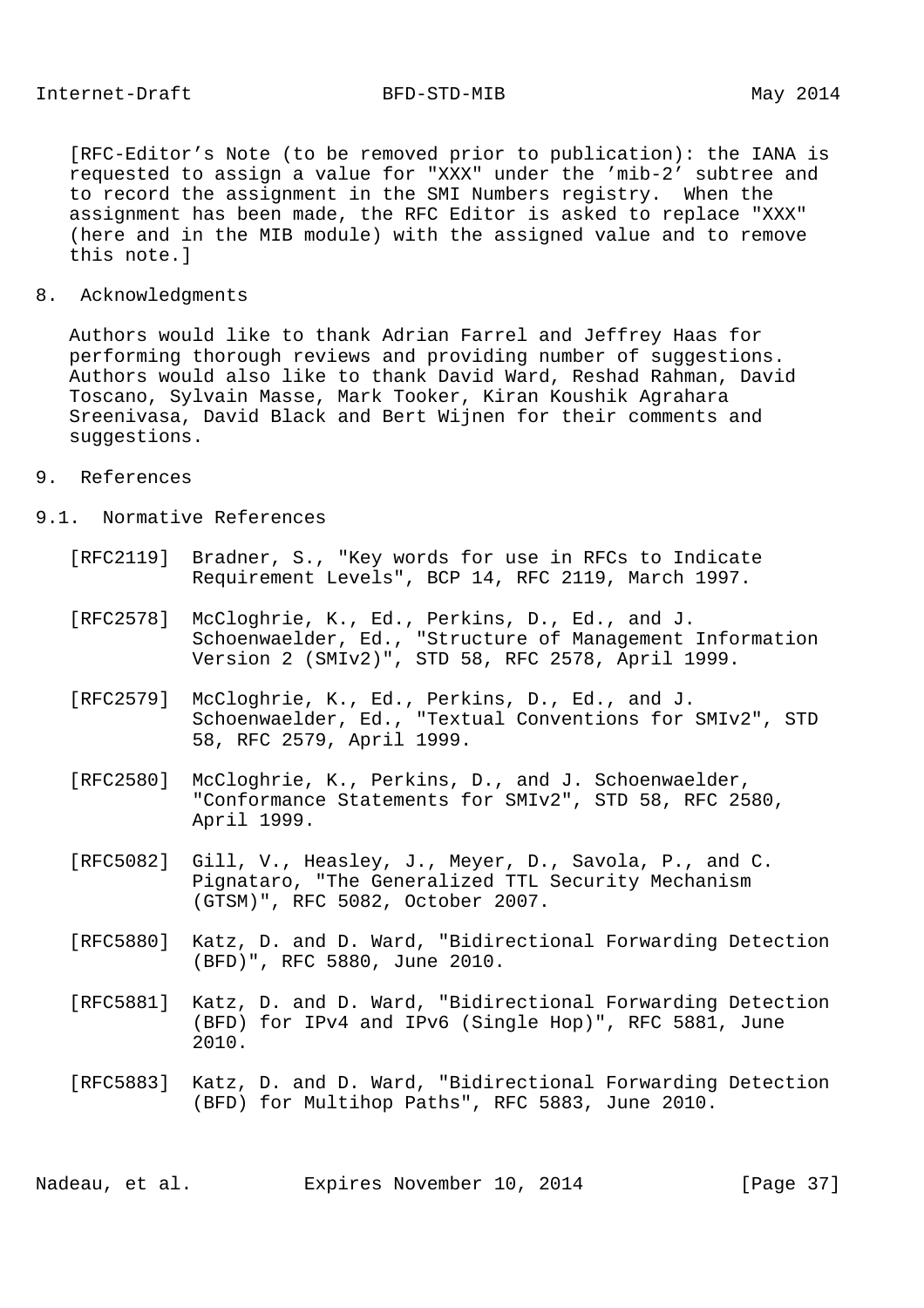[RFC-Editor’s Note (to be removed prior to publication): the IANA is requested to assign a value for "XXX" under the ’mib-2’ subtree and to record the assignment in the SMI Numbers registry. When the assignment has been made, the RFC Editor is asked to replace "XXX" (here and in the MIB module) with the assigned value and to remove this note.]

## 8. Acknowledgments

Authors would like to thank Adrian Farrel and Jeffrey Haas for performing thorough reviews and providing number of suggestions. Authors would also like to thank David Ward, Reshad Rahman, David Toscano, Sylvain Masse, Mark Tooker, Kiran Koushik Agrahara Sreenivasa, David Black and Bert Wijnen for their comments and suggestions.

## 9. References

### 9.1. Normative References

[RFC2119] Bradner, S., "Key words for use in RFCs to Indicate Requirement Levels", BCP 14, RFC 2119, March 1997.

[RFC2578] McCloghrie, K., Ed., Perkins, D., Ed., and J. Schoenwaelder, Ed., "Structure of Management Information Version 2 (SMIv2)", STD 58, RFC 2578, April 1999.

[RFC2579] McCloghrie, K., Ed., Perkins, D., Ed., and J. Schoenwaelder, Ed., "Textual Conventions for SMIv2", STD 58, RFC 2579, April 1999.

[RFC2580] McCloghrie, K., Perkins, D., and J. Schoenwaelder, "Conformance Statements for SMIv2", STD 58, RFC 2580, April 1999.

[RFC5082] Gill, V., Heasley, J., Meyer, D., Savola, P., and C. Pignataro, "The Generalized TTL Security Mechanism (GTSM)", RFC 5082, October 2007.

[RFC5880] Katz, D. and D. Ward, "Bidirectional Forwarding Detection (BFD)", RFC 5880, June 2010.

[RFC5881] Katz, D. and D. Ward, "Bidirectional Forwarding Detection (BFD) for IPv4 and IPv6 (Single Hop)", RFC 5881, June 2010.

[RFC5883] Katz, D. and D. Ward, "Bidirectional Forwarding Detection (BFD) for Multihop Paths", RFC 5883, June 2010.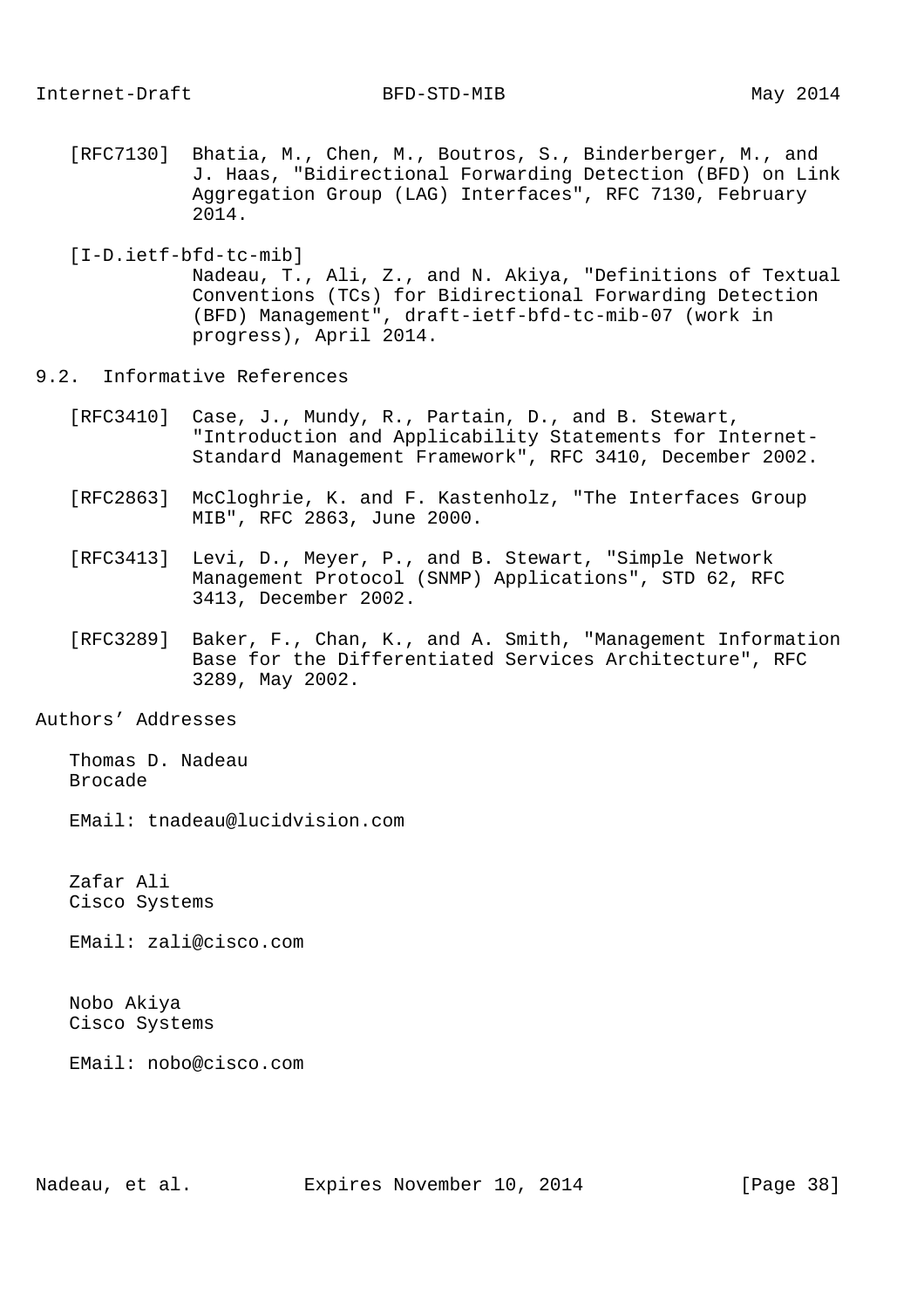[RFC7130] Bhatia, M., Chen, M., Boutros, S., Binderberger, M., and J. Haas, "Bidirectional Forwarding Detection (BFD) on Link Aggregation Group (LAG) Interfaces", RFC 7130, February 2014.

[I-D.ietf-bfd-tc-mib] Nadeau, T., Ali, Z., and N. Akiya, "Definitions of Textual Conventions (TCs) for Bidirectional Forwarding Detection (BFD) Management", draft-ietf-bfd-tc-mib-07 (work in progress), April 2014.

## 9.2. Informative References

[RFC3410] Case, J., Mundy, R., Partain, D., and B. Stewart, "Introduction and Applicability Statements for Internet-Standard Management Framework", RFC 3410, December 2002.

[RFC2863] McCloghrie, K. and F. Kastenholz, "The Interfaces Group MIB", RFC 2863, June 2000.

[RFC3413] Levi, D., Meyer, P., and B. Stewart, "Simple Network Management Protocol (SNMP) Applications", STD 62, RFC 3413, December 2002.

[RFC3289] Baker, F., Chan, K., and A. Smith, "Management Information Base for the Differentiated Services Architecture", RFC 3289, May 2002.

## Authors' Addresses

Thomas D. Nadeau
Brocade

EMail: tnadeau@lucidvision.com

Zafar Ali
Cisco Systems

EMail: zali@cisco.com

Nobo Akiya
Cisco Systems

EMail: nobo@cisco.com